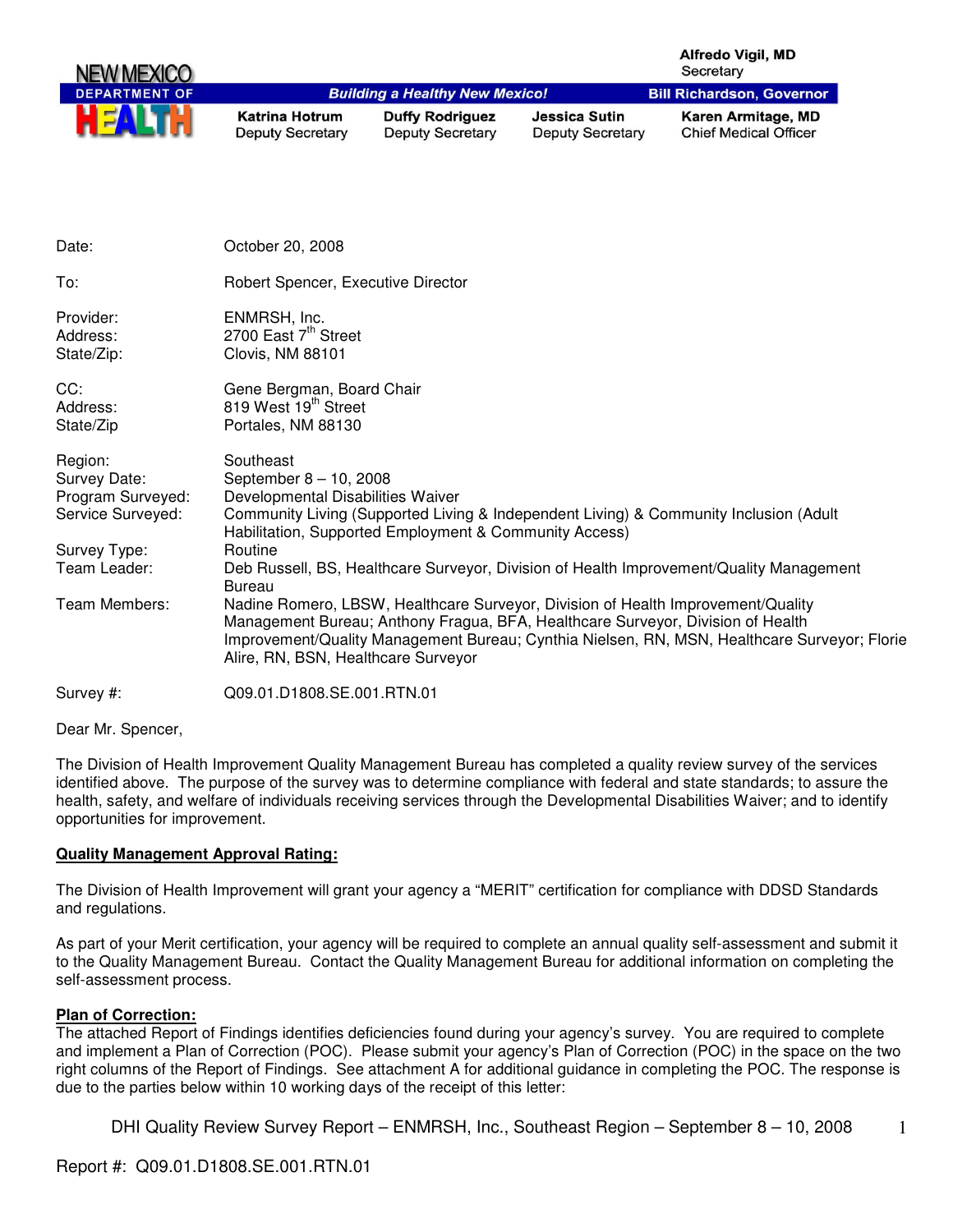NEW MEXICO DEPARTMENT OF HEALTH

**Alfredo Vigil, MD**
Secretary

*Building a Healthy New Mexico!* | **Bill Richardson, Governor**

**Katrina Hotrum** Deputy Secretary | **Duffy Rodriguez** Deputy Secretary | **Jessica Sutin** Deputy Secretary | **Karen Armitage, MD** Chief Medical Officer

| | |
|---|---|
| Date: | October 20, 2008 |
| To: | Robert Spencer, Executive Director |
| Provider: | ENMRSH, Inc. |
| Address: | 2700 East 7th Street |
| State/Zip: | Clovis, NM 88101 |
| CC: | Gene Bergman, Board Chair |
| Address: | 819 West 19th Street |
| State/Zip | Portales, NM 88130 |
| Region: | Southeast |
| Survey Date: | September 8 – 10, 2008 |
| Program Surveyed: | Developmental Disabilities Waiver |
| Service Surveyed: | Community Living (Supported Living & Independent Living) & Community Inclusion (Adult Habilitation, Supported Employment & Community Access) |
| Survey Type: | Routine |
| Team Leader: | Deb Russell, BS, Healthcare Surveyor, Division of Health Improvement/Quality Management Bureau |
| Team Members: | Nadine Romero, LBSW, Healthcare Surveyor, Division of Health Improvement/Quality Management Bureau; Anthony Fragua, BFA, Healthcare Surveyor, Division of Health Improvement/Quality Management Bureau; Cynthia Nielsen, RN, MSN, Healthcare Surveyor; Florie Alire, RN, BSN, Healthcare Surveyor |
| Survey #: | Q09.01.D1808.SE.001.RTN.01 |

Dear Mr. Spencer,

The Division of Health Improvement Quality Management Bureau has completed a quality review survey of the services identified above. The purpose of the survey was to determine compliance with federal and state standards; to assure the health, safety, and welfare of individuals receiving services through the Developmental Disabilities Waiver; and to identify opportunities for improvement.

**Quality Management Approval Rating:**

The Division of Health Improvement will grant your agency a "MERIT" certification for compliance with DDSD Standards and regulations.

As part of your Merit certification, your agency will be required to complete an annual quality self-assessment and submit it to the Quality Management Bureau. Contact the Quality Management Bureau for additional information on completing the self-assessment process.

**Plan of Correction:**

The attached Report of Findings identifies deficiencies found during your agency's survey. You are required to complete and implement a Plan of Correction (POC). Please submit your agency's Plan of Correction (POC) in the space on the two right columns of the Report of Findings. See attachment A for additional guidance in completing the POC. The response is due to the parties below within 10 working days of the receipt of this letter: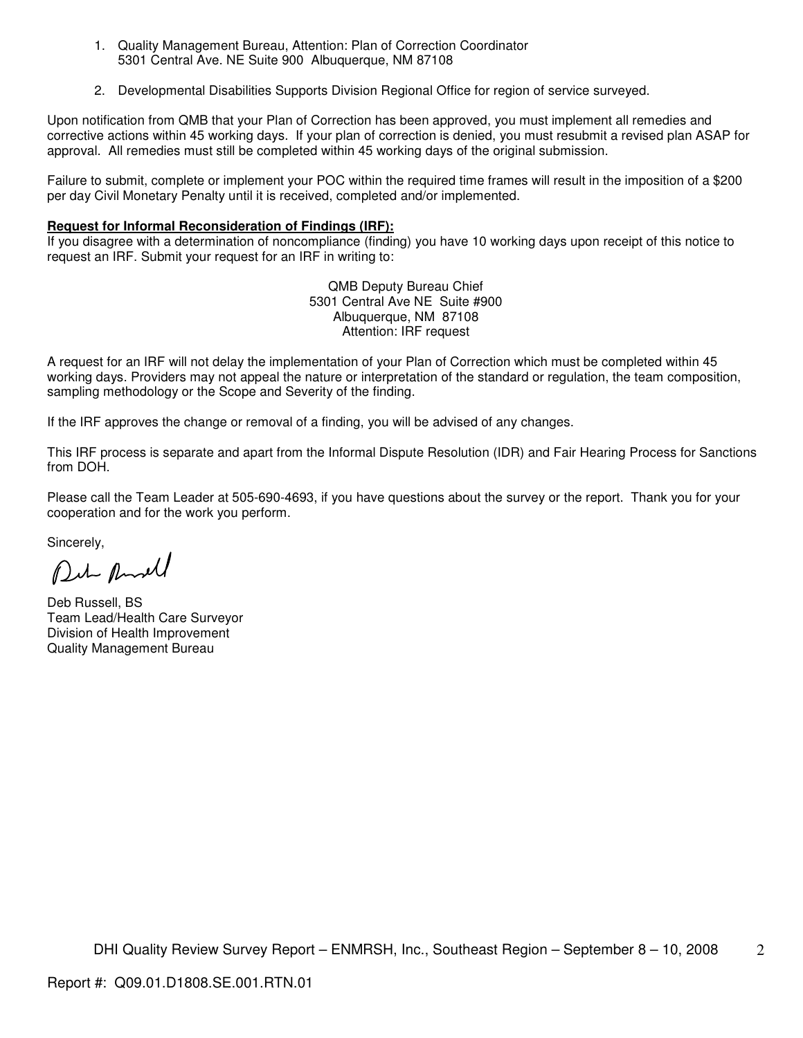1. Quality Management Bureau, Attention: Plan of Correction Coordinator
   5301 Central Ave. NE Suite 900 Albuquerque, NM 87108

2. Developmental Disabilities Supports Division Regional Office for region of service surveyed.

Upon notification from QMB that your Plan of Correction has been approved, you must implement all remedies and corrective actions within 45 working days. If your plan of correction is denied, you must resubmit a revised plan ASAP for approval. All remedies must still be completed within 45 working days of the original submission.

Failure to submit, complete or implement your POC within the required time frames will result in the imposition of a $200 per day Civil Monetary Penalty until it is received, completed and/or implemented.

**Request for Informal Reconsideration of Findings (IRF):**
If you disagree with a determination of noncompliance (finding) you have 10 working days upon receipt of this notice to request an IRF. Submit your request for an IRF in writing to:

QMB Deputy Bureau Chief
5301 Central Ave NE Suite #900
Albuquerque, NM 87108
Attention: IRF request

A request for an IRF will not delay the implementation of your Plan of Correction which must be completed within 45 working days. Providers may not appeal the nature or interpretation of the standard or regulation, the team composition, sampling methodology or the Scope and Severity of the finding.

If the IRF approves the change or removal of a finding, you will be advised of any changes.

This IRF process is separate and apart from the Informal Dispute Resolution (IDR) and Fair Hearing Process for Sanctions from DOH.

Please call the Team Leader at 505-690-4693, if you have questions about the survey or the report. Thank you for your cooperation and for the work you perform.

Sincerely,

Deb Russell, BS
Team Lead/Health Care Surveyor
Division of Health Improvement
Quality Management Bureau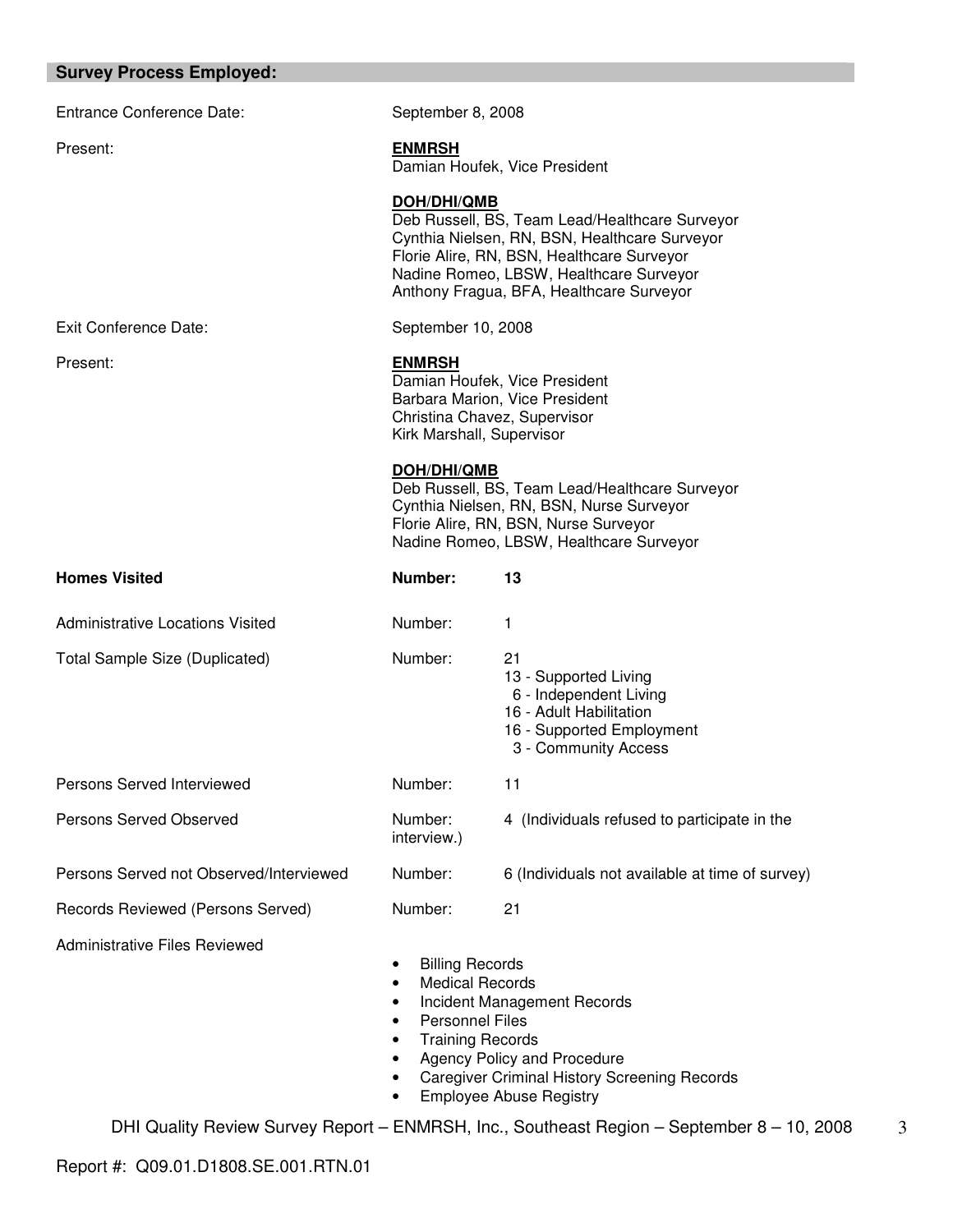## Survey Process Employed:

| | |
|---|---|
| Entrance Conference Date: | September 8, 2008 |
| Present: | **ENMRSH**<br>Damian Houfek, Vice President<br><br>**DOH/DHI/QMB**<br>Deb Russell, BS, Team Lead/Healthcare Surveyor<br>Cynthia Nielsen, RN, BSN, Healthcare Surveyor<br>Florie Alire, RN, BSN, Healthcare Surveyor<br>Nadine Romeo, LBSW, Healthcare Surveyor<br>Anthony Fragua, BFA, Healthcare Surveyor |
| Exit Conference Date: | September 10, 2008 |
| Present: | **ENMRSH**<br>Damian Houfek, Vice President<br>Barbara Marion, Vice President<br>Christina Chavez, Supervisor<br>Kirk Marshall, Supervisor<br><br>**DOH/DHI/QMB**<br>Deb Russell, BS, Team Lead/Healthcare Surveyor<br>Cynthia Nielsen, RN, BSN, Nurse Surveyor<br>Florie Alire, RN, BSN, Nurse Surveyor<br>Nadine Romeo, LBSW, Healthcare Surveyor |

| | | |
|---|---|---|
| **Homes Visited** | **Number:** | **13** |
| Administrative Locations Visited | Number: | 1 |
| Total Sample Size (Duplicated) | Number: | 21<br>13 - Supported Living<br>6 - Independent Living<br>16 - Adult Habilitation<br>16 - Supported Employment<br>3 - Community Access |
| Persons Served Interviewed | Number: | 11 |
| Persons Served Observed | Number: | 4 (Individuals refused to participate in the interview.) |
| Persons Served not Observed/Interviewed | Number: | 6 (Individuals not available at time of survey) |
| Records Reviewed (Persons Served) | Number: | 21 |

Administrative Files Reviewed

- Billing Records
- Medical Records
- Incident Management Records
- Personnel Files
- Training Records
- Agency Policy and Procedure
- Caregiver Criminal History Screening Records
- Employee Abuse Registry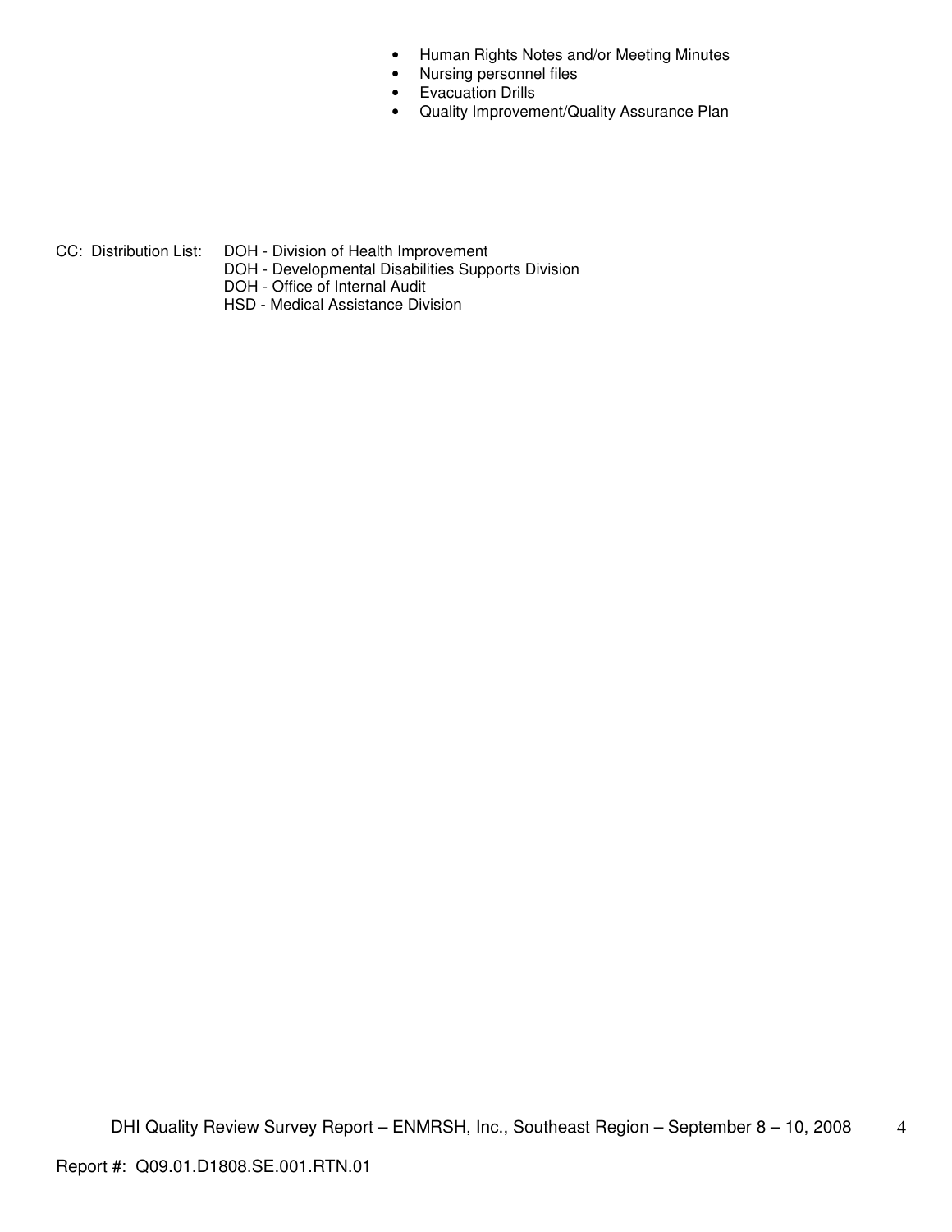- Human Rights Notes and/or Meeting Minutes
- Nursing personnel files
- Evacuation Drills
- Quality Improvement/Quality Assurance Plan

CC: Distribution List: DOH - Division of Health Improvement
DOH - Developmental Disabilities Supports Division
DOH - Office of Internal Audit
HSD - Medical Assistance Division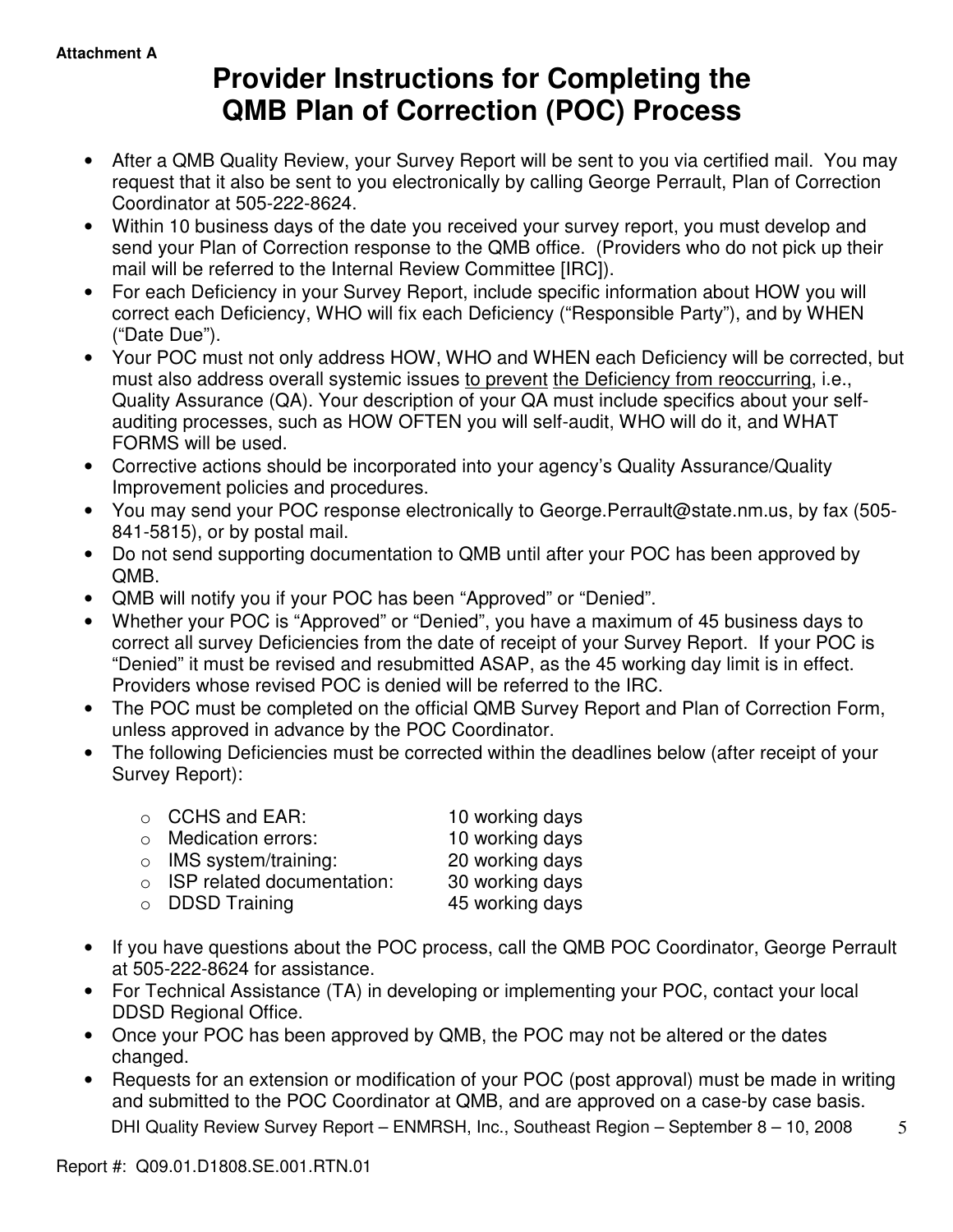**Attachment A**

# Provider Instructions for Completing the QMB Plan of Correction (POC) Process

- After a QMB Quality Review, your Survey Report will be sent to you via certified mail. You may request that it also be sent to you electronically by calling George Perrault, Plan of Correction Coordinator at 505-222-8624.
- Within 10 business days of the date you received your survey report, you must develop and send your Plan of Correction response to the QMB office. (Providers who do not pick up their mail will be referred to the Internal Review Committee [IRC]).
- For each Deficiency in your Survey Report, include specific information about HOW you will correct each Deficiency, WHO will fix each Deficiency ("Responsible Party"), and by WHEN ("Date Due").
- Your POC must not only address HOW, WHO and WHEN each Deficiency will be corrected, but must also address overall systemic issues <u>to prevent</u> <u>the Deficiency from reoccurring</u>, i.e., Quality Assurance (QA). Your description of your QA must include specifics about your self-auditing processes, such as HOW OFTEN you will self-audit, WHO will do it, and WHAT FORMS will be used.
- Corrective actions should be incorporated into your agency's Quality Assurance/Quality Improvement policies and procedures.
- You may send your POC response electronically to George.Perrault@state.nm.us, by fax (505-841-5815), or by postal mail.
- Do not send supporting documentation to QMB until after your POC has been approved by QMB.
- QMB will notify you if your POC has been "Approved" or "Denied".
- Whether your POC is "Approved" or "Denied", you have a maximum of 45 business days to correct all survey Deficiencies from the date of receipt of your Survey Report. If your POC is "Denied" it must be revised and resubmitted ASAP, as the 45 working day limit is in effect. Providers whose revised POC is denied will be referred to the IRC.
- The POC must be completed on the official QMB Survey Report and Plan of Correction Form, unless approved in advance by the POC Coordinator.
- The following Deficiencies must be corrected within the deadlines below (after receipt of your Survey Report):
  - CCHS and EAR: 10 working days
  - Medication errors: 10 working days
  - IMS system/training: 20 working days
  - ISP related documentation: 30 working days
  - DDSD Training 45 working days
- If you have questions about the POC process, call the QMB POC Coordinator, George Perrault at 505-222-8624 for assistance.
- For Technical Assistance (TA) in developing or implementing your POC, contact your local DDSD Regional Office.
- Once your POC has been approved by QMB, the POC may not be altered or the dates changed.
- Requests for an extension or modification of your POC (post approval) must be made in writing and submitted to the POC Coordinator at QMB, and are approved on a case-by case basis.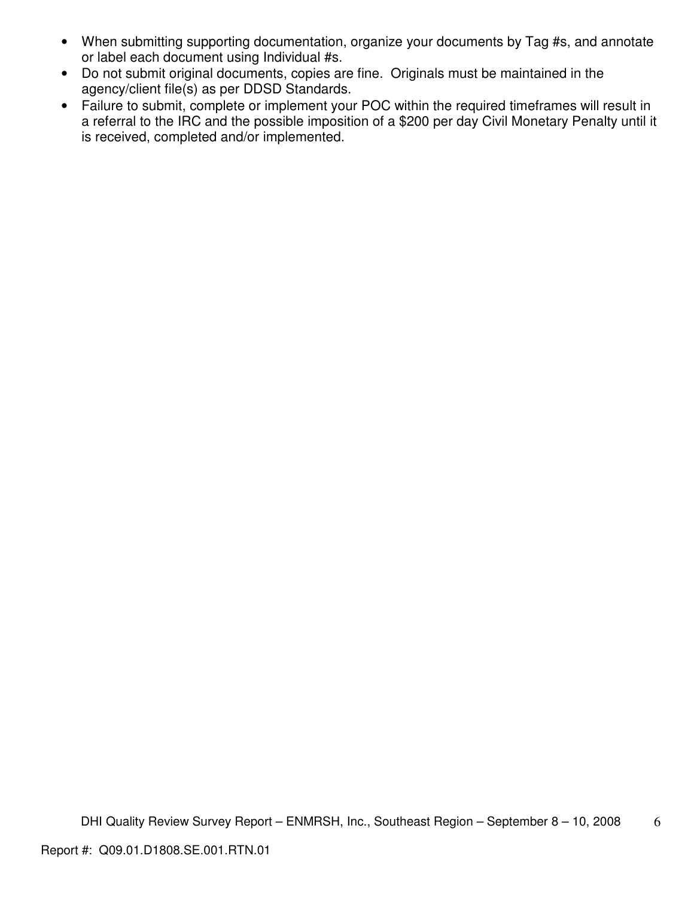- When submitting supporting documentation, organize your documents by Tag #s, and annotate or label each document using Individual #s.
- Do not submit original documents, copies are fine. Originals must be maintained in the agency/client file(s) as per DDSD Standards.
- Failure to submit, complete or implement your POC within the required timeframes will result in a referral to the IRC and the possible imposition of a $200 per day Civil Monetary Penalty until it is received, completed and/or implemented.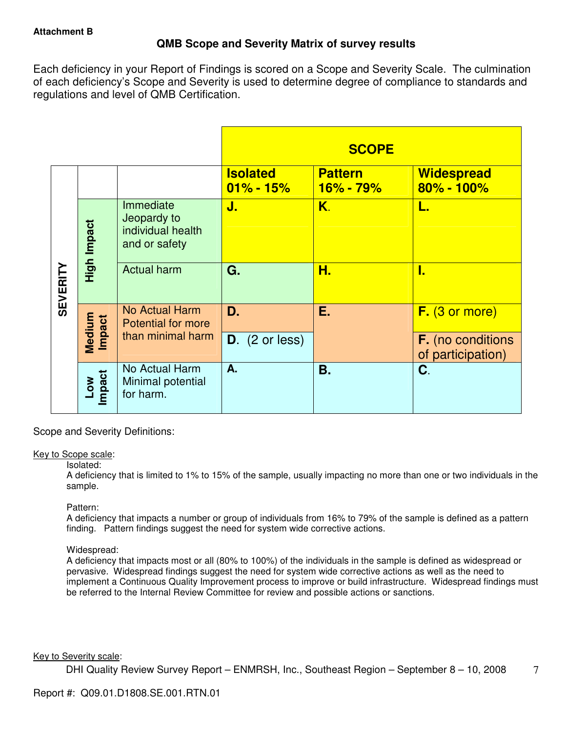**Attachment B**

## QMB Scope and Severity Matrix of survey results

Each deficiency in your Report of Findings is scored on a Scope and Severity Scale. The culmination of each deficiency's Scope and Severity is used to determine degree of compliance to standards and regulations and level of QMB Certification.

| | | | SCOPE | | |
|---|---|---|---|---|---|
| | | | **Isolated 01% - 15%** | **Pattern 16% - 79%** | **Widespread 80% - 100%** |
| SEVERITY | High Impact | Immediate Jeopardy to individual health and or safety | **J.** | **K.** | **L.** |
| | | Actual harm | **G.** | **H.** | **I.** |
| | Medium Impact | No Actual Harm Potential for more than minimal harm | **D.** | **E.** | **F.** (3 or more) |
| | | | **D.** (2 or less) | | **F.** (no conditions of participation) |
| | Low Impact | No Actual Harm Minimal potential for harm. | **A.** | **B.** | **C.** |

Scope and Severity Definitions:

Key to Scope scale:

Isolated:
A deficiency that is limited to 1% to 15% of the sample, usually impacting no more than one or two individuals in the sample.

Pattern:
A deficiency that impacts a number or group of individuals from 16% to 79% of the sample is defined as a pattern finding. Pattern findings suggest the need for system wide corrective actions.

Widespread:
A deficiency that impacts most or all (80% to 100%) of the individuals in the sample is defined as widespread or pervasive. Widespread findings suggest the need for system wide corrective actions as well as the need to implement a Continuous Quality Improvement process to improve or build infrastructure. Widespread findings must be referred to the Internal Review Committee for review and possible actions or sanctions.

Key to Severity scale: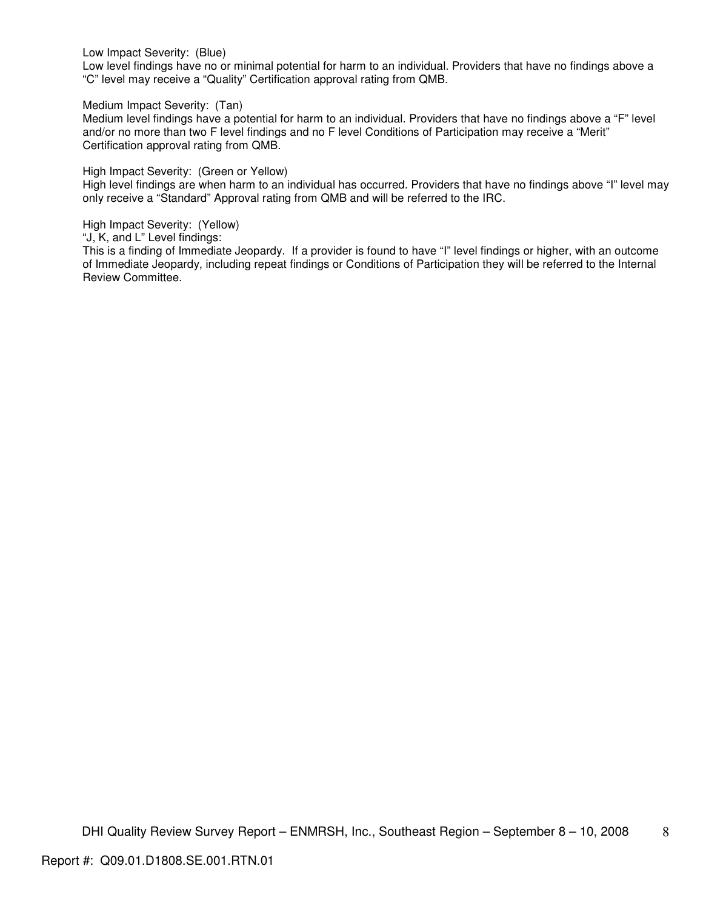Low Impact Severity: (Blue)
Low level findings have no or minimal potential for harm to an individual. Providers that have no findings above a "C" level may receive a "Quality" Certification approval rating from QMB.

Medium Impact Severity: (Tan)
Medium level findings have a potential for harm to an individual. Providers that have no findings above a "F" level and/or no more than two F level findings and no F level Conditions of Participation may receive a "Merit" Certification approval rating from QMB.

High Impact Severity: (Green or Yellow)
High level findings are when harm to an individual has occurred. Providers that have no findings above "I" level may only receive a "Standard" Approval rating from QMB and will be referred to the IRC.

High Impact Severity: (Yellow)
"J, K, and L" Level findings:
This is a finding of Immediate Jeopardy. If a provider is found to have "I" level findings or higher, with an outcome of Immediate Jeopardy, including repeat findings or Conditions of Participation they will be referred to the Internal Review Committee.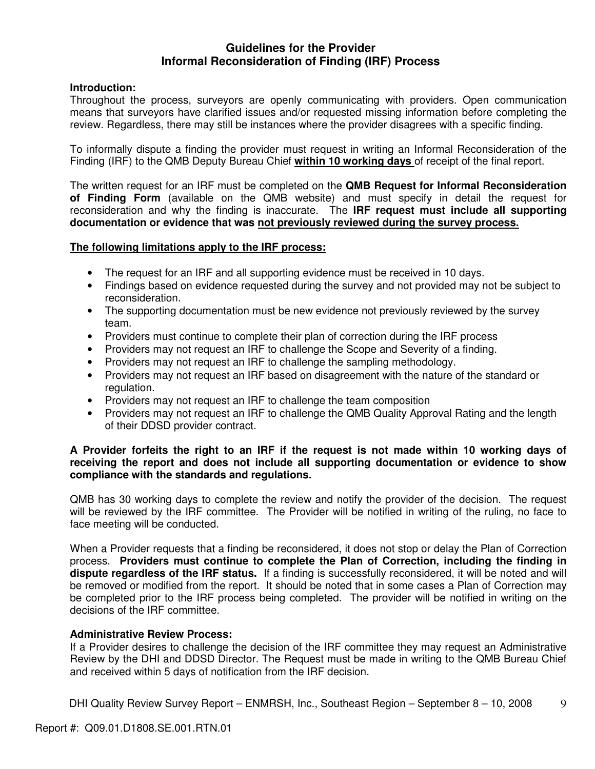## Guidelines for the Provider
## Informal Reconsideration of Finding (IRF) Process

**Introduction:**
Throughout the process, surveyors are openly communicating with providers. Open communication means that surveyors have clarified issues and/or requested missing information before completing the review. Regardless, there may still be instances where the provider disagrees with a specific finding.

To informally dispute a finding the provider must request in writing an Informal Reconsideration of the Finding (IRF) to the QMB Deputy Bureau Chief **within 10 working days** of receipt of the final report.

The written request for an IRF must be completed on the **QMB Request for Informal Reconsideration of Finding Form** (available on the QMB website) and must specify in detail the request for reconsideration and why the finding is inaccurate. The **IRF request must include all supporting documentation or evidence that was not previously reviewed during the survey process.**

**The following limitations apply to the IRF process:**

- The request for an IRF and all supporting evidence must be received in 10 days.
- Findings based on evidence requested during the survey and not provided may not be subject to reconsideration.
- The supporting documentation must be new evidence not previously reviewed by the survey team.
- Providers must continue to complete their plan of correction during the IRF process
- Providers may not request an IRF to challenge the Scope and Severity of a finding.
- Providers may not request an IRF to challenge the sampling methodology.
- Providers may not request an IRF based on disagreement with the nature of the standard or regulation.
- Providers may not request an IRF to challenge the team composition
- Providers may not request an IRF to challenge the QMB Quality Approval Rating and the length of their DDSD provider contract.

**A Provider forfeits the right to an IRF if the request is not made within 10 working days of receiving the report and does not include all supporting documentation or evidence to show compliance with the standards and regulations.**

QMB has 30 working days to complete the review and notify the provider of the decision. The request will be reviewed by the IRF committee. The Provider will be notified in writing of the ruling, no face to face meeting will be conducted.

When a Provider requests that a finding be reconsidered, it does not stop or delay the Plan of Correction process. **Providers must continue to complete the Plan of Correction, including the finding in dispute regardless of the IRF status.** If a finding is successfully reconsidered, it will be noted and will be removed or modified from the report. It should be noted that in some cases a Plan of Correction may be completed prior to the IRF process being completed. The provider will be notified in writing on the decisions of the IRF committee.

**Administrative Review Process:**
If a Provider desires to challenge the decision of the IRF committee they may request an Administrative Review by the DHI and DDSD Director. The Request must be made in writing to the QMB Bureau Chief and received within 5 days of notification from the IRF decision.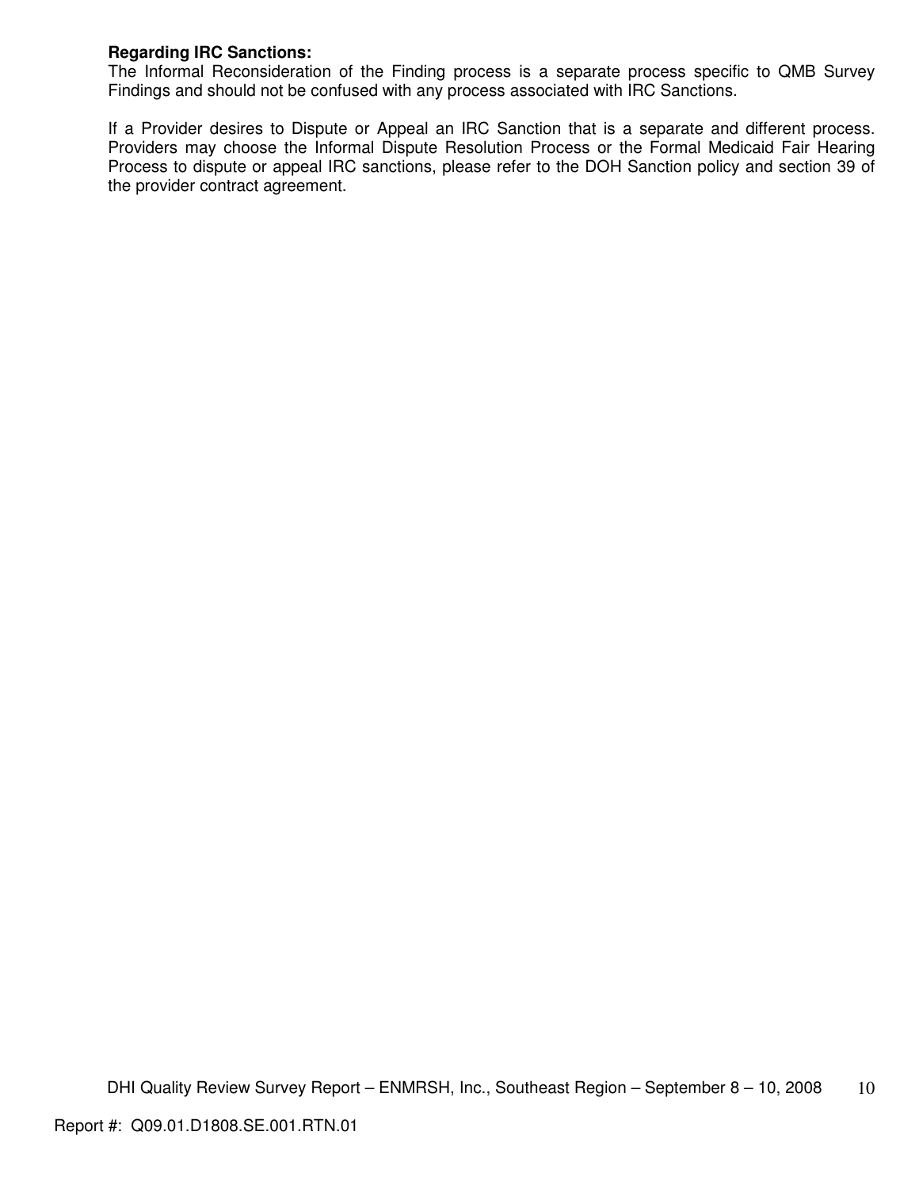**Regarding IRC Sanctions:**

The Informal Reconsideration of the Finding process is a separate process specific to QMB Survey Findings and should not be confused with any process associated with IRC Sanctions.

If a Provider desires to Dispute or Appeal an IRC Sanction that is a separate and different process. Providers may choose the Informal Dispute Resolution Process or the Formal Medicaid Fair Hearing Process to dispute or appeal IRC sanctions, please refer to the DOH Sanction policy and section 39 of the provider contract agreement.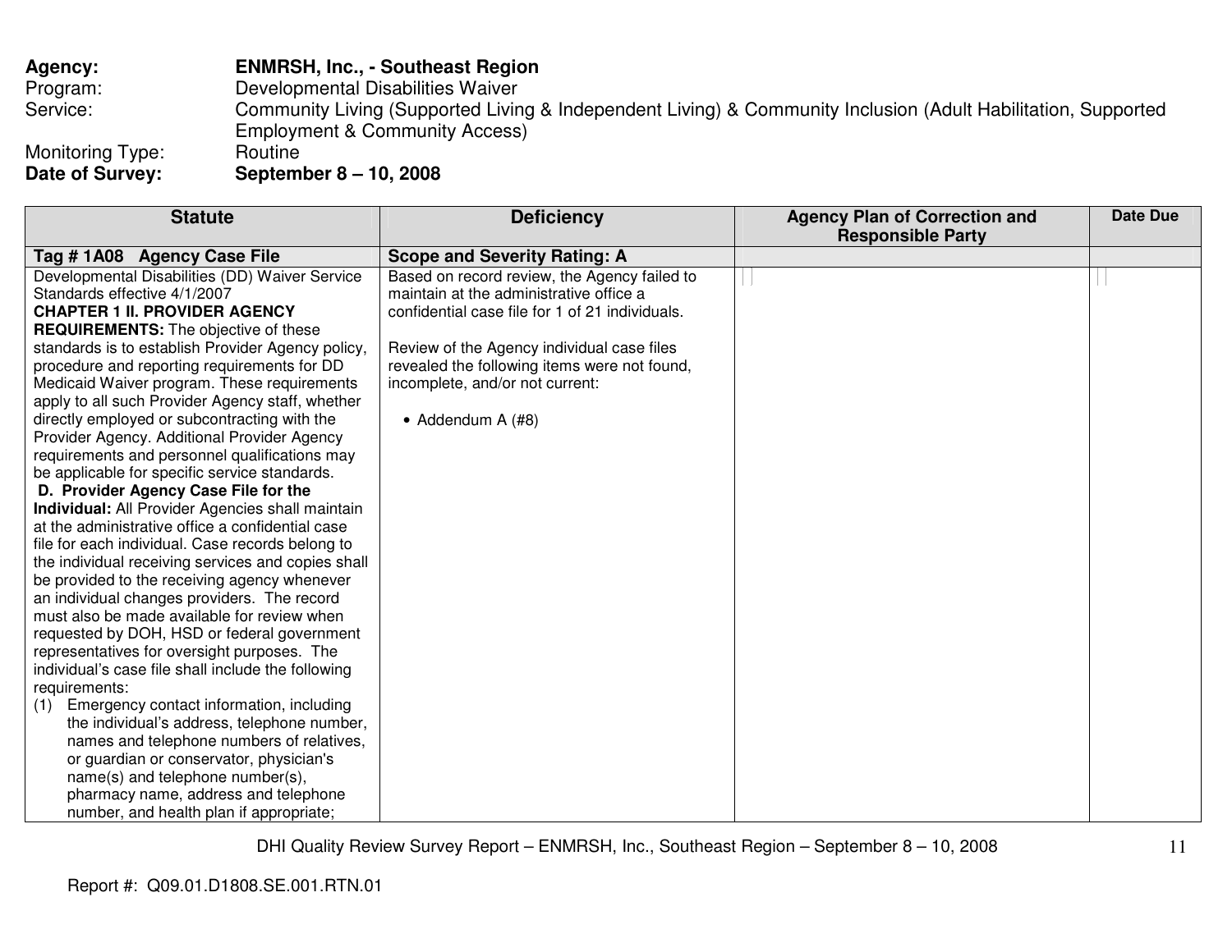**Agency:** **ENMRSH, Inc., - Southeast Region**
Program: Developmental Disabilities Waiver
Service: Community Living (Supported Living & Independent Living) & Community Inclusion (Adult Habilitation, Supported Employment & Community Access)
Monitoring Type: Routine
**Date of Survey:** **September 8 – 10, 2008**

| Statute | Deficiency | Agency Plan of Correction and Responsible Party | Date Due |
|---|---|---|---|
| **Tag # 1A08 Agency Case File** | **Scope and Severity Rating: A** | | |
| Developmental Disabilities (DD) Waiver Service Standards effective 4/1/2007<br>**CHAPTER 1 II. PROVIDER AGENCY REQUIREMENTS:** The objective of these standards is to establish Provider Agency policy, procedure and reporting requirements for DD Medicaid Waiver program. These requirements apply to all such Provider Agency staff, whether directly employed or subcontracting with the Provider Agency. Additional Provider Agency requirements and personnel qualifications may be applicable for specific service standards.<br>**D. Provider Agency Case File for the Individual:** All Provider Agencies shall maintain at the administrative office a confidential case file for each individual. Case records belong to the individual receiving services and copies shall be provided to the receiving agency whenever an individual changes providers. The record must also be made available for review when requested by DOH, HSD or federal government representatives for oversight purposes. The individual's case file shall include the following requirements:<br>(1) Emergency contact information, including the individual's address, telephone number, names and telephone numbers of relatives, or guardian or conservator, physician's name(s) and telephone number(s), pharmacy name, address and telephone number, and health plan if appropriate; | Based on record review, the Agency failed to maintain at the administrative office a confidential case file for 1 of 21 individuals.<br><br>Review of the Agency individual case files revealed the following items were not found, incomplete, and/or not current:<br><br>• Addendum A (#8) | | |

DHI Quality Review Survey Report – ENMRSH, Inc., Southeast Region – September 8 – 10, 2008

Report #: Q09.01.D1808.SE.001.RTN.01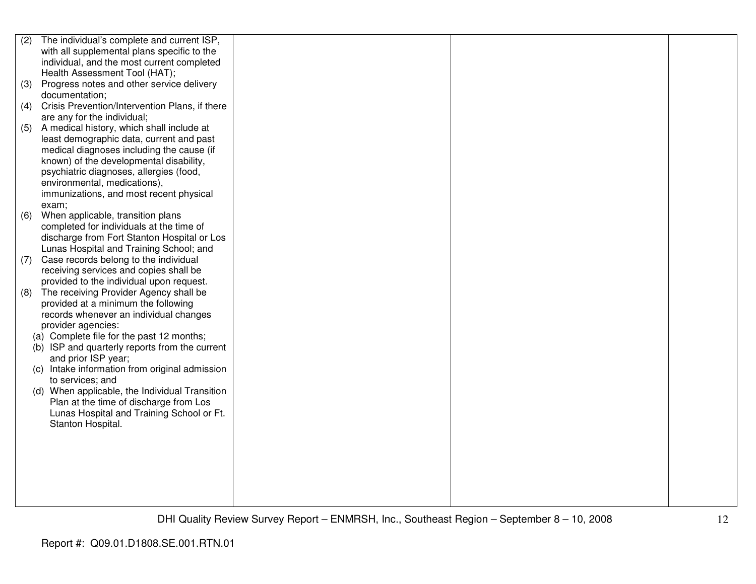| | | | |
|---|---|---|---|
| (2) The individual's complete and current ISP, with all supplemental plans specific to the individual, and the most current completed Health Assessment Tool (HAT);<br>(3) Progress notes and other service delivery documentation;<br>(4) Crisis Prevention/Intervention Plans, if there are any for the individual;<br>(5) A medical history, which shall include at least demographic data, current and past medical diagnoses including the cause (if known) of the developmental disability, psychiatric diagnoses, allergies (food, environmental, medications), immunizations, and most recent physical exam;<br>(6) When applicable, transition plans completed for individuals at the time of discharge from Fort Stanton Hospital or Los Lunas Hospital and Training School; and<br>(7) Case records belong to the individual receiving services and copies shall be provided to the individual upon request.<br>(8) The receiving Provider Agency shall be provided at a minimum the following records whenever an individual changes provider agencies:<br>(a) Complete file for the past 12 months;<br>(b) ISP and quarterly reports from the current and prior ISP year;<br>(c) Intake information from original admission to services; and<br>(d) When applicable, the Individual Transition Plan at the time of discharge from Los Lunas Hospital and Training School or Ft. Stanton Hospital. | | | |

DHI Quality Review Survey Report – ENMRSH, Inc., Southeast Region – September 8 – 10, 2008

Report #: Q09.01.D1808.SE.001.RTN.01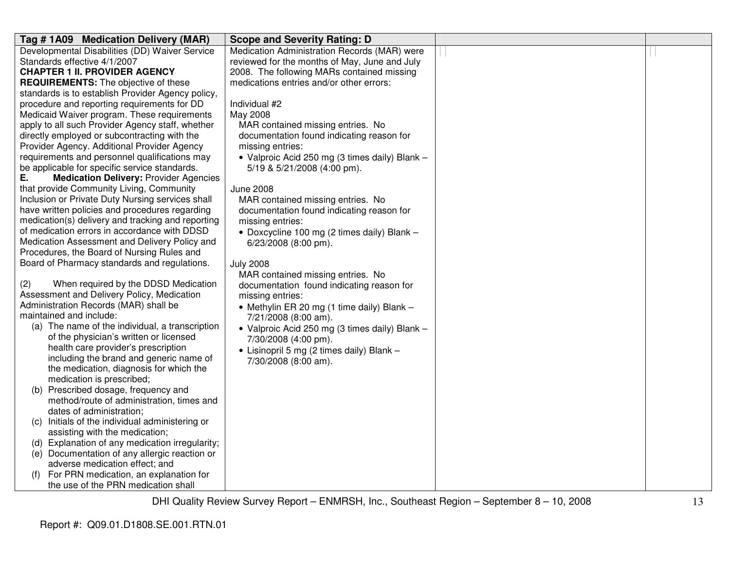| Tag # 1A09 Medication Delivery (MAR) | Scope and Severity Rating: D | | |
|---|---|---|---|
| Developmental Disabilities (DD) Waiver Service Standards effective 4/1/2007<br>**CHAPTER 1 II. PROVIDER AGENCY REQUIREMENTS:** The objective of these standards is to establish Provider Agency policy, procedure and reporting requirements for DD Medicaid Waiver program. These requirements apply to all such Provider Agency staff, whether directly employed or subcontracting with the Provider Agency. Additional Provider Agency requirements and personnel qualifications may be applicable for specific service standards.<br>**E. Medication Delivery:** Provider Agencies that provide Community Living, Community Inclusion or Private Duty Nursing services shall have written policies and procedures regarding medication(s) delivery and tracking and reporting of medication errors in accordance with DDSD Medication Assessment and Delivery Policy and Procedures, the Board of Nursing Rules and Board of Pharmacy standards and regulations.<br><br>(2) When required by the DDSD Medication Assessment and Delivery Policy, Medication Administration Records (MAR) shall be maintained and include:<br>(a) The name of the individual, a transcription of the physician's written or licensed health care provider's prescription including the brand and generic name of the medication, diagnosis for which the medication is prescribed;<br>(b) Prescribed dosage, frequency and method/route of administration, times and dates of administration;<br>(c) Initials of the individual administering or assisting with the medication;<br>(d) Explanation of any medication irregularity;<br>(e) Documentation of any allergic reaction or adverse medication effect; and<br>(f) For PRN medication, an explanation for the use of the PRN medication shall | Medication Administration Records (MAR) were reviewed for the months of May, June and July 2008. The following MARs contained missing medications entries and/or other errors:<br><br>Individual #2<br>May 2008<br>MAR contained missing entries. No documentation found indicating reason for missing entries:<br>• Valproic Acid 250 mg (3 times daily) Blank – 5/19 & 5/21/2008 (4:00 pm).<br><br>June 2008<br>MAR contained missing entries. No documentation found indicating reason for missing entries:<br>• Doxcycline 100 mg (2 times daily) Blank – 6/23/2008 (8:00 pm).<br><br>July 2008<br>MAR contained missing entries. No documentation found indicating reason for missing entries:<br>• Methylin ER 20 mg (1 time daily) Blank – 7/21/2008 (8:00 am).<br>• Valproic Acid 250 mg (3 times daily) Blank – 7/30/2008 (4:00 pm).<br>• Lisinopril 5 mg (2 times daily) Blank – 7/30/2008 (8:00 am). | | |

Report #: Q09.01.D1808.SE.001.RTN.01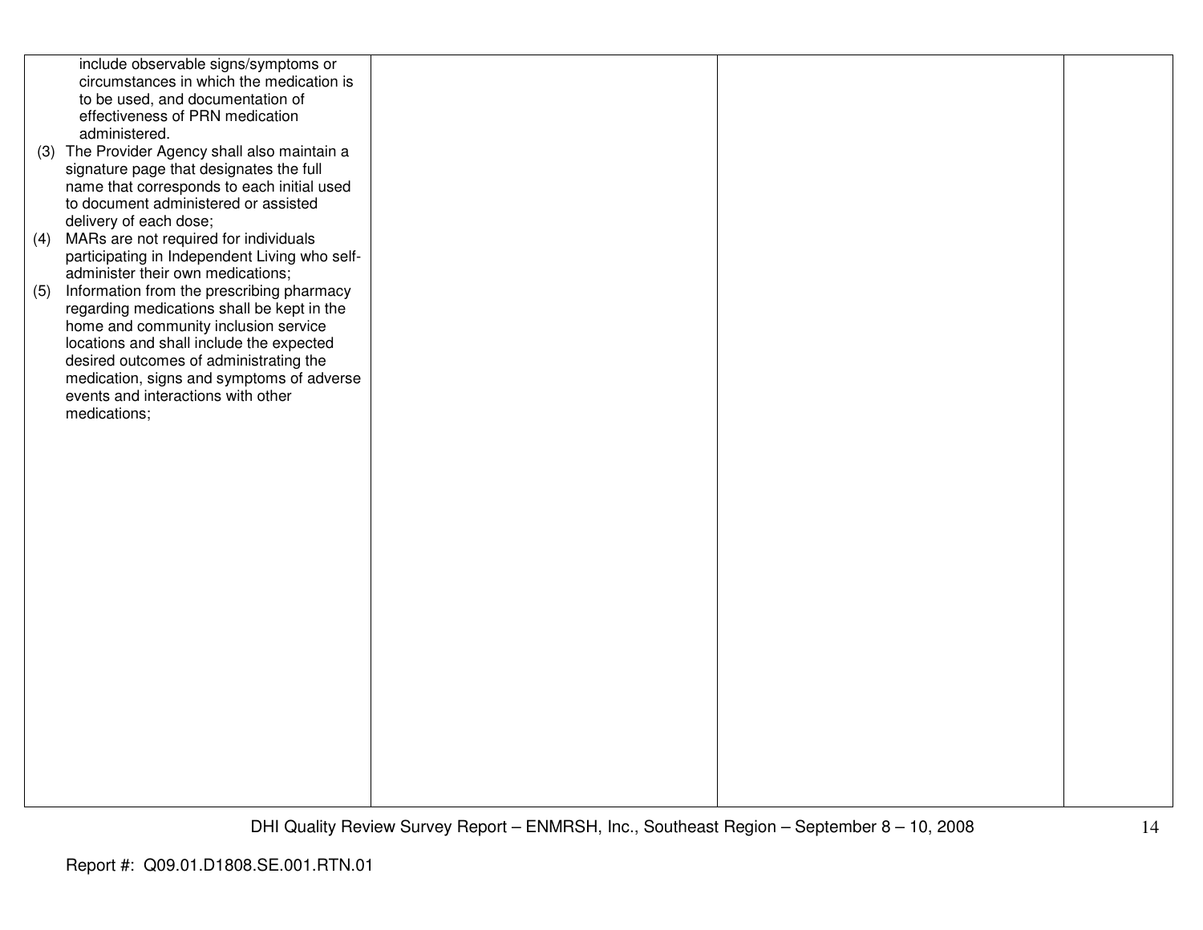| | | | |
|---|---|---|---|
| include observable signs/symptoms or circumstances in which the medication is to be used, and documentation of effectiveness of PRN medication administered.<br>(3) The Provider Agency shall also maintain a signature page that designates the full name that corresponds to each initial used to document administered or assisted delivery of each dose;<br>(4) MARs are not required for individuals participating in Independent Living who self-administer their own medications;<br>(5) Information from the prescribing pharmacy regarding medications shall be kept in the home and community inclusion service locations and shall include the expected desired outcomes of administrating the medication, signs and symptoms of adverse events and interactions with other medications; | | | |

Report #: Q09.01.D1808.SE.001.RTN.01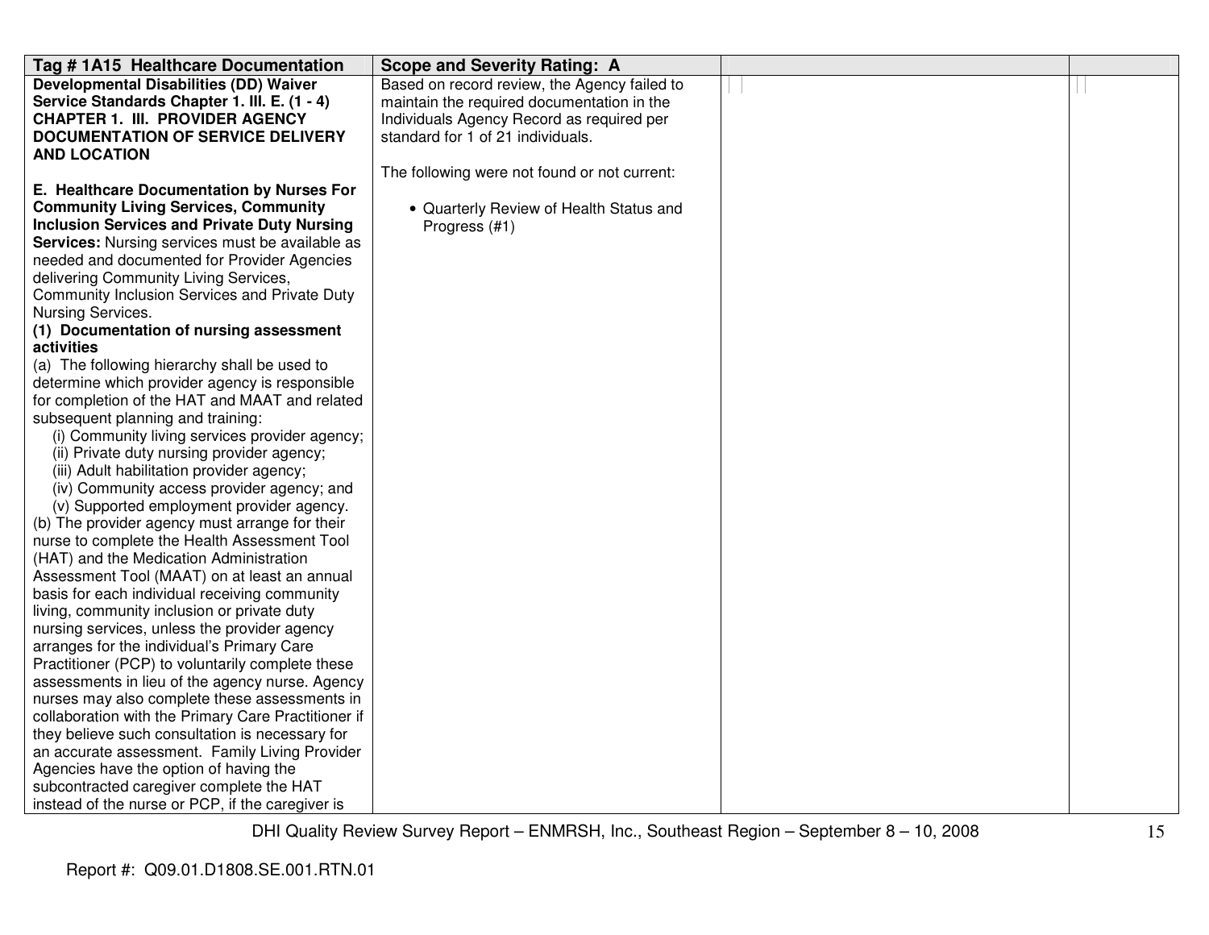| Tag # 1A15 Healthcare Documentation | Scope and Severity Rating: A | | |
|---|---|---|---|
| **Developmental Disabilities (DD) Waiver Service Standards Chapter 1. III. E. (1 - 4) CHAPTER 1. III. PROVIDER AGENCY DOCUMENTATION OF SERVICE DELIVERY AND LOCATION**<br><br>**E. Healthcare Documentation by Nurses For Community Living Services, Community Inclusion Services and Private Duty Nursing Services:** Nursing services must be available as needed and documented for Provider Agencies delivering Community Living Services, Community Inclusion Services and Private Duty Nursing Services.<br>**(1) Documentation of nursing assessment activities**<br>(a) The following hierarchy shall be used to determine which provider agency is responsible for completion of the HAT and MAAT and related subsequent planning and training:<br>(i) Community living services provider agency;<br>(ii) Private duty nursing provider agency;<br>(iii) Adult habilitation provider agency;<br>(iv) Community access provider agency; and<br>(v) Supported employment provider agency.<br>(b) The provider agency must arrange for their nurse to complete the Health Assessment Tool (HAT) and the Medication Administration Assessment Tool (MAAT) on at least an annual basis for each individual receiving community living, community inclusion or private duty nursing services, unless the provider agency arranges for the individual's Primary Care Practitioner (PCP) to voluntarily complete these assessments in lieu of the agency nurse. Agency nurses may also complete these assessments in collaboration with the Primary Care Practitioner if they believe such consultation is necessary for an accurate assessment. Family Living Provider Agencies have the option of having the subcontracted caregiver complete the HAT instead of the nurse or PCP, if the caregiver is | Based on record review, the Agency failed to maintain the required documentation in the Individuals Agency Record as required per standard for 1 of 21 individuals.<br><br>The following were not found or not current:<br><br>• Quarterly Review of Health Status and Progress (#1) | | |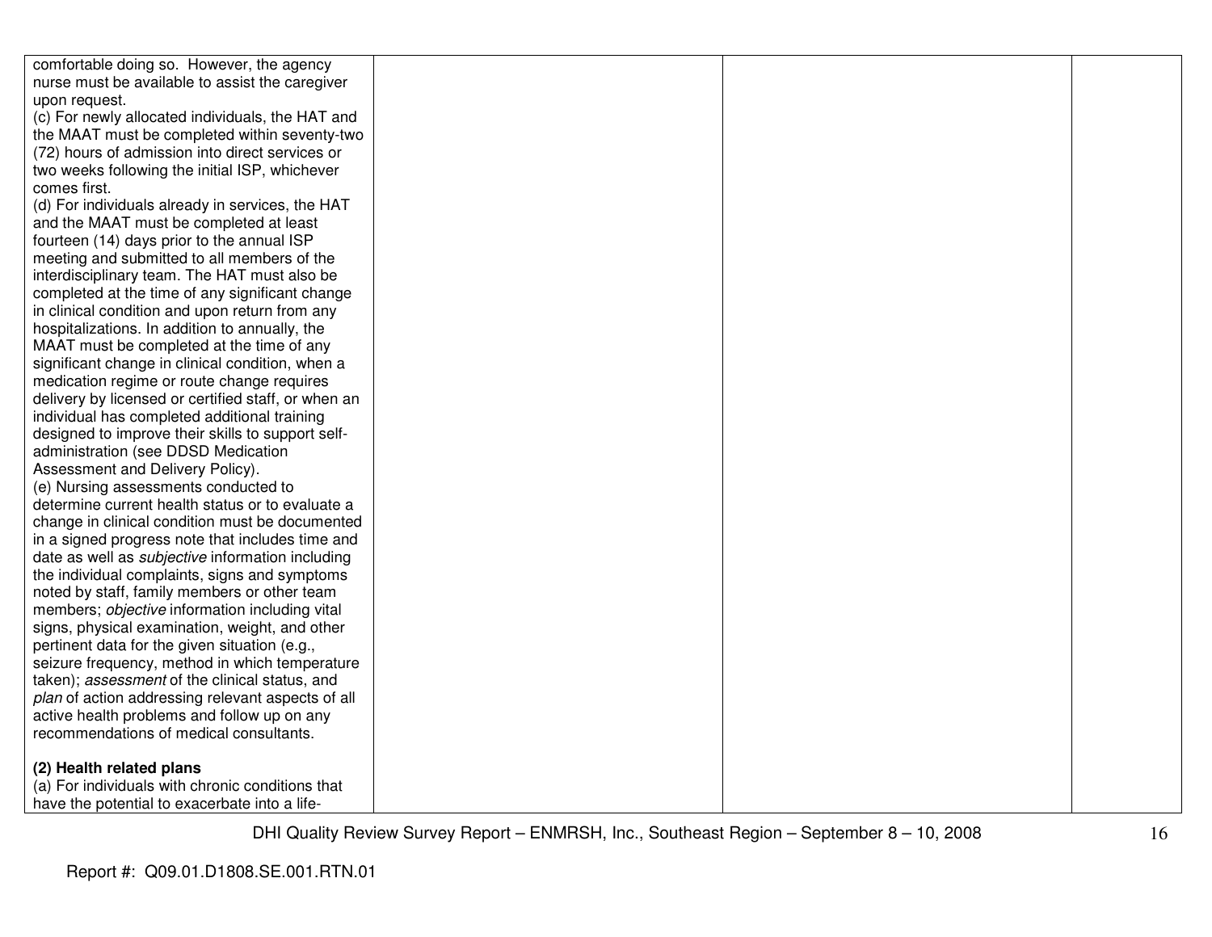| | | | |
|---|---|---|---|
| comfortable doing so. However, the agency nurse must be available to assist the caregiver upon request.<br>(c) For newly allocated individuals, the HAT and the MAAT must be completed within seventy-two (72) hours of admission into direct services or two weeks following the initial ISP, whichever comes first.<br>(d) For individuals already in services, the HAT and the MAAT must be completed at least fourteen (14) days prior to the annual ISP meeting and submitted to all members of the interdisciplinary team. The HAT must also be completed at the time of any significant change in clinical condition and upon return from any hospitalizations. In addition to annually, the MAAT must be completed at the time of any significant change in clinical condition, when a medication regime or route change requires delivery by licensed or certified staff, or when an individual has completed additional training designed to improve their skills to support self-administration (see DDSD Medication Assessment and Delivery Policy).<br>(e) Nursing assessments conducted to determine current health status or to evaluate a change in clinical condition must be documented in a signed progress note that includes time and date as well as *subjective* information including the individual complaints, signs and symptoms noted by staff, family members or other team members; *objective* information including vital signs, physical examination, weight, and other pertinent data for the given situation (e.g., seizure frequency, method in which temperature taken); *assessment* of the clinical status, and *plan* of action addressing relevant aspects of all active health problems and follow up on any recommendations of medical consultants.<br><br>**(2) Health related plans**<br>(a) For individuals with chronic conditions that have the potential to exacerbate into a life- | | | |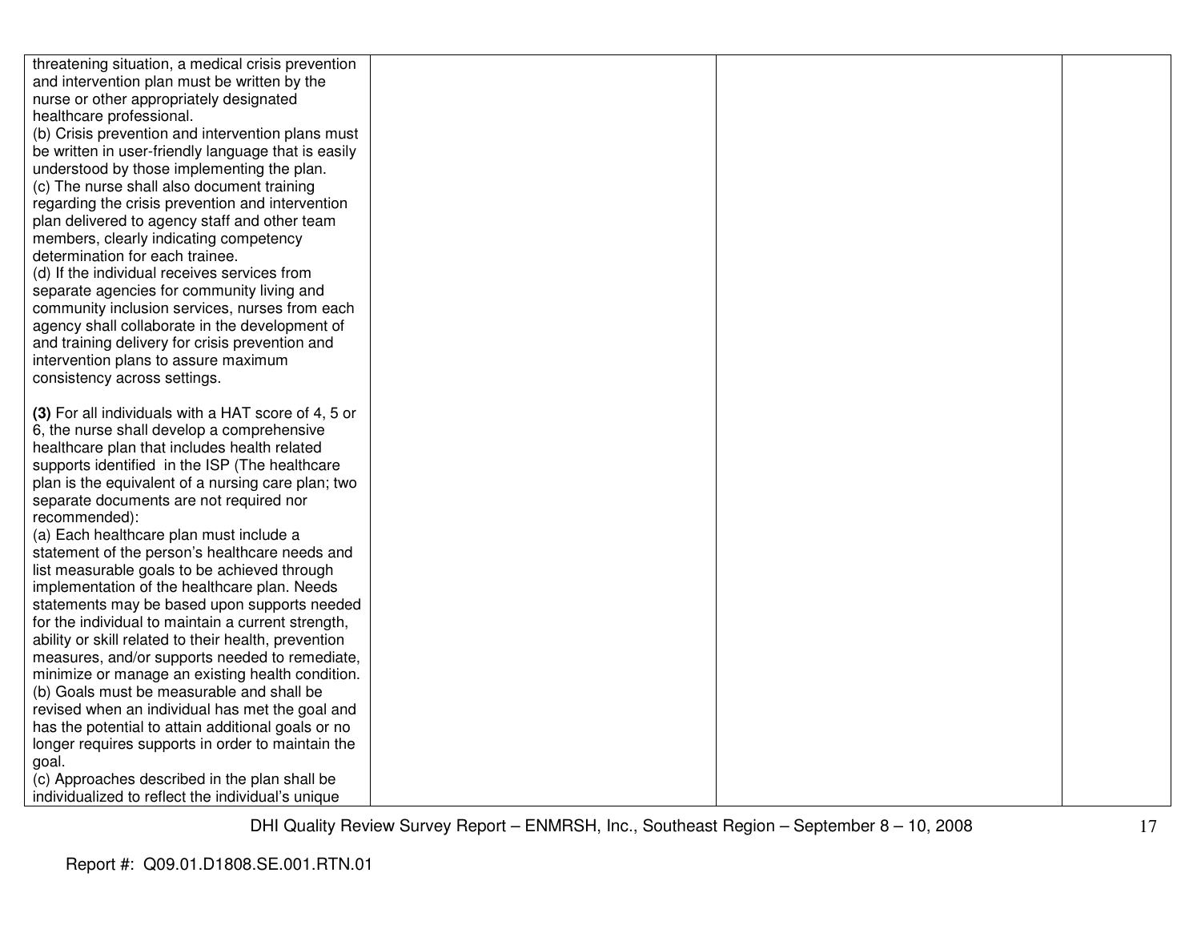| | | | |
|---|---|---|---|
| threatening situation, a medical crisis prevention and intervention plan must be written by the nurse or other appropriately designated healthcare professional.<br>(b) Crisis prevention and intervention plans must be written in user-friendly language that is easily understood by those implementing the plan.<br>(c) The nurse shall also document training regarding the crisis prevention and intervention plan delivered to agency staff and other team members, clearly indicating competency determination for each trainee.<br>(d) If the individual receives services from separate agencies for community living and community inclusion services, nurses from each agency shall collaborate in the development of and training delivery for crisis prevention and intervention plans to assure maximum consistency across settings.<br><br>**(3)** For all individuals with a HAT score of 4, 5 or 6, the nurse shall develop a comprehensive healthcare plan that includes health related supports identified in the ISP (The healthcare plan is the equivalent of a nursing care plan; two separate documents are not required nor recommended):<br>(a) Each healthcare plan must include a statement of the person's healthcare needs and list measurable goals to be achieved through implementation of the healthcare plan. Needs statements may be based upon supports needed for the individual to maintain a current strength, ability or skill related to their health, prevention measures, and/or supports needed to remediate, minimize or manage an existing health condition.<br>(b) Goals must be measurable and shall be revised when an individual has met the goal and has the potential to attain additional goals or no longer requires supports in order to maintain the goal.<br>(c) Approaches described in the plan shall be individualized to reflect the individual's unique | | | |

DHI Quality Review Survey Report – ENMRSH, Inc., Southeast Region – September 8 – 10, 2008

Report #: Q09.01.D1808.SE.001.RTN.01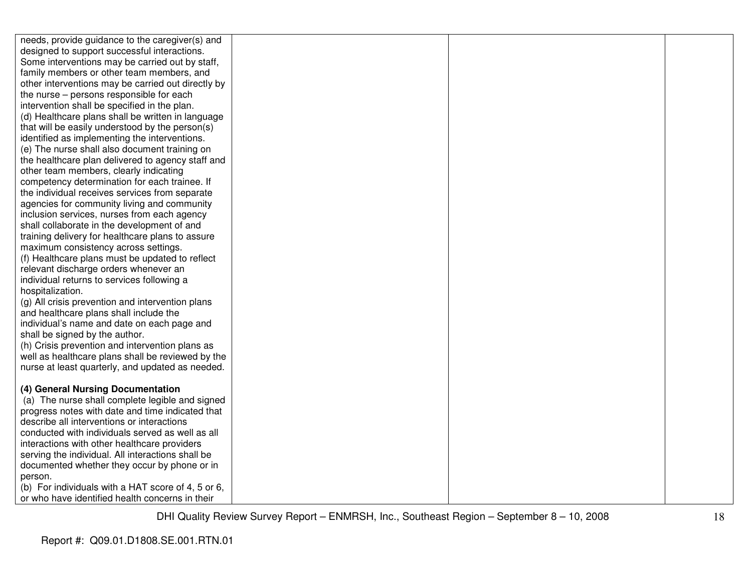| | | | |
|---|---|---|---|
| needs, provide guidance to the caregiver(s) and designed to support successful interactions. Some interventions may be carried out by staff, family members or other team members, and other interventions may be carried out directly by the nurse – persons responsible for each intervention shall be specified in the plan.<br>(d) Healthcare plans shall be written in language that will be easily understood by the person(s) identified as implementing the interventions.<br>(e) The nurse shall also document training on the healthcare plan delivered to agency staff and other team members, clearly indicating competency determination for each trainee. If the individual receives services from separate agencies for community living and community inclusion services, nurses from each agency shall collaborate in the development of and training delivery for healthcare plans to assure maximum consistency across settings.<br>(f) Healthcare plans must be updated to reflect relevant discharge orders whenever an individual returns to services following a hospitalization.<br>(g) All crisis prevention and intervention plans and healthcare plans shall include the individual's name and date on each page and shall be signed by the author.<br>(h) Crisis prevention and intervention plans as well as healthcare plans shall be reviewed by the nurse at least quarterly, and updated as needed.<br><br>**(4) General Nursing Documentation**<br>(a) The nurse shall complete legible and signed progress notes with date and time indicated that describe all interventions or interactions conducted with individuals served as well as all interactions with other healthcare providers serving the individual. All interactions shall be documented whether they occur by phone or in person.<br>(b) For individuals with a HAT score of 4, 5 or 6, or who have identified health concerns in their | | | |

Report #: Q09.01.D1808.SE.001.RTN.01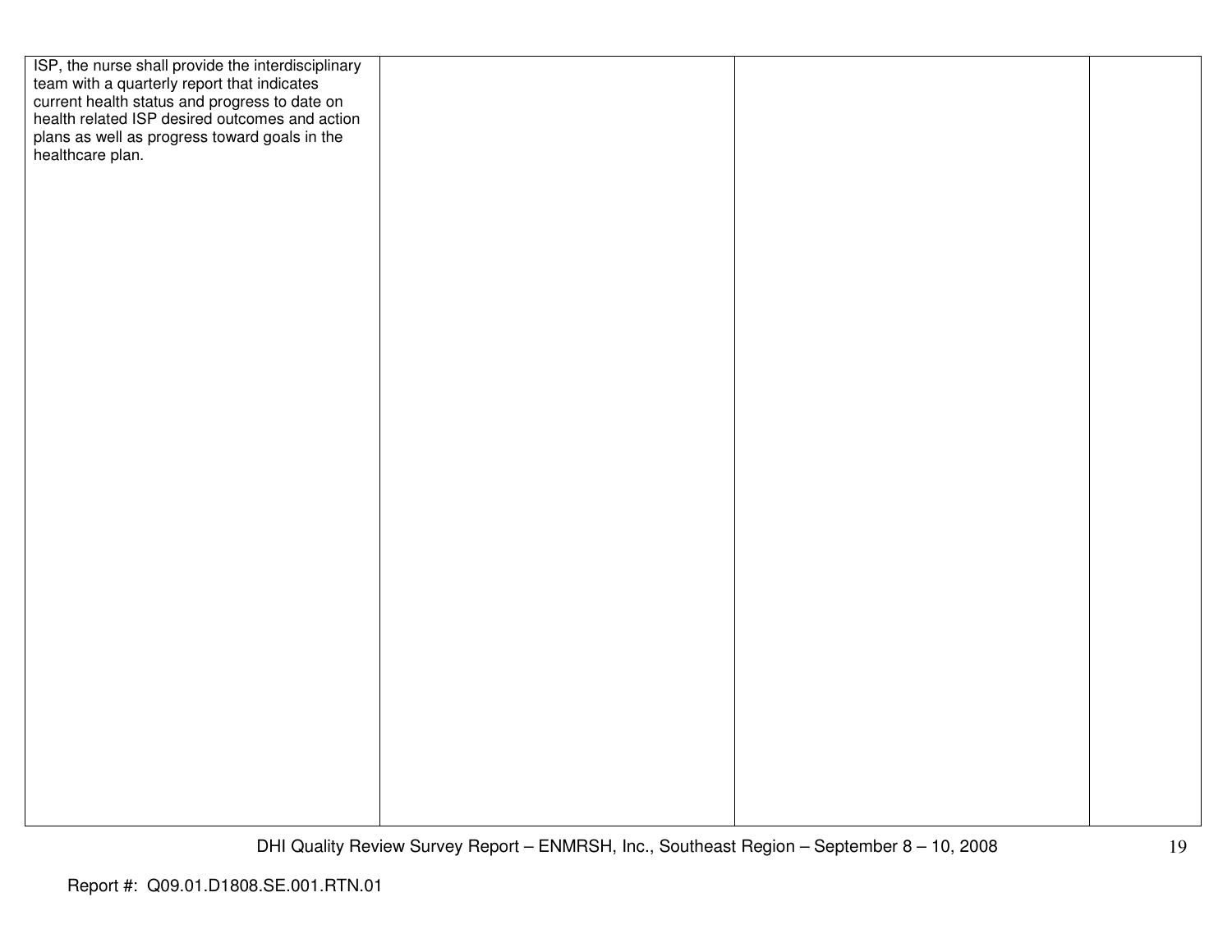| | | | |
|---|---|---|---|
| ISP, the nurse shall provide the interdisciplinary team with a quarterly report that indicates current health status and progress to date on health related ISP desired outcomes and action plans as well as progress toward goals in the healthcare plan. | | | |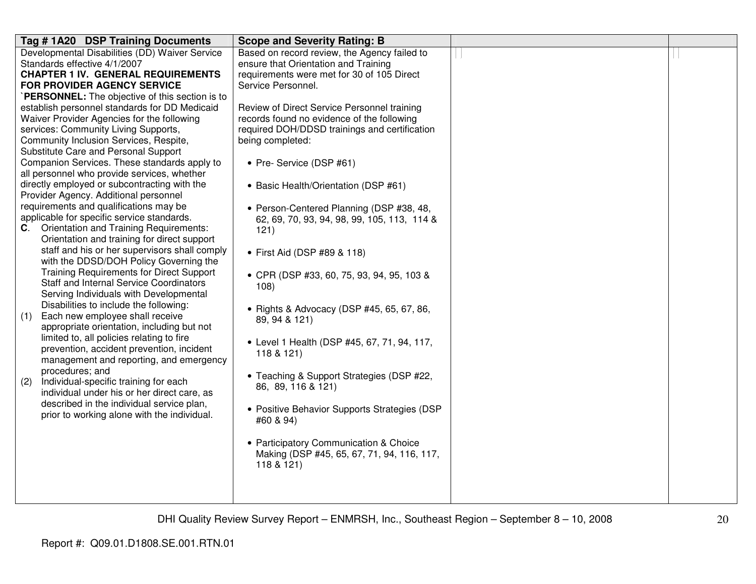| Tag # 1A20 DSP Training Documents | Scope and Severity Rating: B | | |
|---|---|---|---|
| Developmental Disabilities (DD) Waiver Service Standards effective 4/1/2007<br>**CHAPTER 1 IV. GENERAL REQUIREMENTS FOR PROVIDER AGENCY SERVICE `PERSONNEL:** The objective of this section is to establish personnel standards for DD Medicaid Waiver Provider Agencies for the following services: Community Living Supports, Community Inclusion Services, Respite, Substitute Care and Personal Support Companion Services. These standards apply to all personnel who provide services, whether directly employed or subcontracting with the Provider Agency. Additional personnel requirements and qualifications may be applicable for specific service standards.<br>**C**. Orientation and Training Requirements: Orientation and training for direct support staff and his or her supervisors shall comply with the DDSD/DOH Policy Governing the Training Requirements for Direct Support Staff and Internal Service Coordinators Serving Individuals with Developmental Disabilities to include the following:<br>(1) Each new employee shall receive appropriate orientation, including but not limited to, all policies relating to fire prevention, accident prevention, incident management and reporting, and emergency procedures; and<br>(2) Individual-specific training for each individual under his or her direct care, as described in the individual service plan, prior to working alone with the individual. | Based on record review, the Agency failed to ensure that Orientation and Training requirements were met for 30 of 105 Direct Service Personnel.<br><br>Review of Direct Service Personnel training records found no evidence of the following required DOH/DDSD trainings and certification being completed:<br><br>• Pre- Service (DSP #61)<br><br>• Basic Health/Orientation (DSP #61)<br><br>• Person-Centered Planning (DSP #38, 48, 62, 69, 70, 93, 94, 98, 99, 105, 113, 114 & 121)<br><br>• First Aid (DSP #89 & 118)<br><br>• CPR (DSP #33, 60, 75, 93, 94, 95, 103 & 108)<br><br>• Rights & Advocacy (DSP #45, 65, 67, 86, 89, 94 & 121)<br><br>• Level 1 Health (DSP #45, 67, 71, 94, 117, 118 & 121)<br><br>• Teaching & Support Strategies (DSP #22, 86, 89, 116 & 121)<br><br>• Positive Behavior Supports Strategies (DSP #60 & 94)<br><br>• Participatory Communication & Choice Making (DSP #45, 65, 67, 71, 94, 116, 117, 118 & 121) | | |

Report #: Q09.01.D1808.SE.001.RTN.01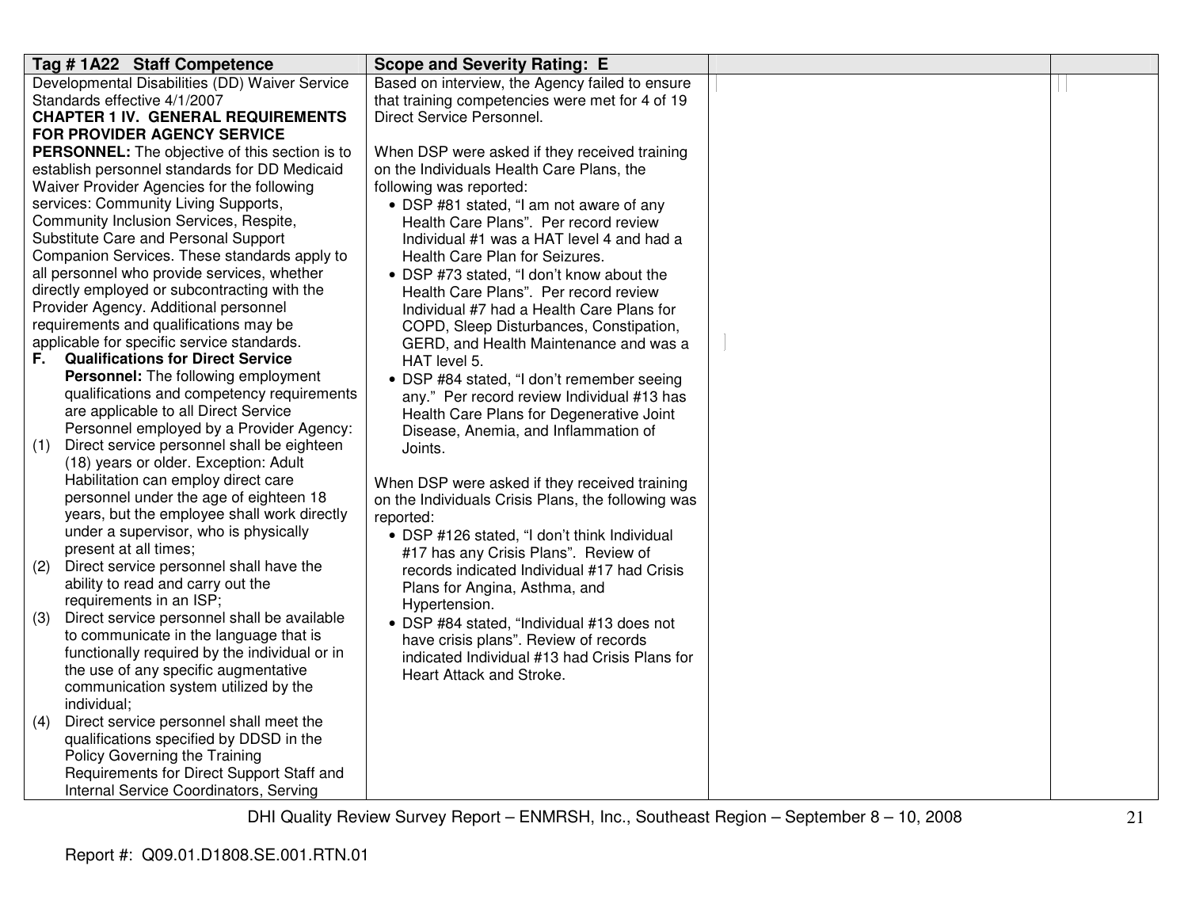| Tag # 1A22 Staff Competence | Scope and Severity Rating: E | | |
|---|---|---|---|
| Developmental Disabilities (DD) Waiver Service Standards effective 4/1/2007<br>**CHAPTER 1 IV. GENERAL REQUIREMENTS FOR PROVIDER AGENCY SERVICE PERSONNEL:** The objective of this section is to establish personnel standards for DD Medicaid Waiver Provider Agencies for the following services: Community Living Supports, Community Inclusion Services, Respite, Substitute Care and Personal Support Companion Services. These standards apply to all personnel who provide services, whether directly employed or subcontracting with the Provider Agency. Additional personnel requirements and qualifications may be applicable for specific service standards.<br>**F. Qualifications for Direct Service Personnel:** The following employment qualifications and competency requirements are applicable to all Direct Service Personnel employed by a Provider Agency:<br>(1) Direct service personnel shall be eighteen (18) years or older. Exception: Adult Habilitation can employ direct care personnel under the age of eighteen 18 years, but the employee shall work directly under a supervisor, who is physically present at all times;<br>(2) Direct service personnel shall have the ability to read and carry out the requirements in an ISP;<br>(3) Direct service personnel shall be available to communicate in the language that is functionally required by the individual or in the use of any specific augmentative communication system utilized by the individual;<br>(4) Direct service personnel shall meet the qualifications specified by DDSD in the Policy Governing the Training Requirements for Direct Support Staff and Internal Service Coordinators, Serving | Based on interview, the Agency failed to ensure that training competencies were met for 4 of 19 Direct Service Personnel.<br><br>When DSP were asked if they received training on the Individuals Health Care Plans, the following was reported:<br>• DSP #81 stated, "I am not aware of any Health Care Plans". Per record review Individual #1 was a HAT level 4 and had a Health Care Plan for Seizures.<br>• DSP #73 stated, "I don't know about the Health Care Plans". Per record review Individual #7 had a Health Care Plans for COPD, Sleep Disturbances, Constipation, GERD, and Health Maintenance and was a HAT level 5.<br>• DSP #84 stated, "I don't remember seeing any." Per record review Individual #13 has Health Care Plans for Degenerative Joint Disease, Anemia, and Inflammation of Joints.<br><br>When DSP were asked if they received training on the Individuals Crisis Plans, the following was reported:<br>• DSP #126 stated, "I don't think Individual #17 has any Crisis Plans". Review of records indicated Individual #17 had Crisis Plans for Angina, Asthma, and Hypertension.<br>• DSP #84 stated, "Individual #13 does not have crisis plans". Review of records indicated Individual #13 had Crisis Plans for Heart Attack and Stroke. | | |

Report #: Q09.01.D1808.SE.001.RTN.01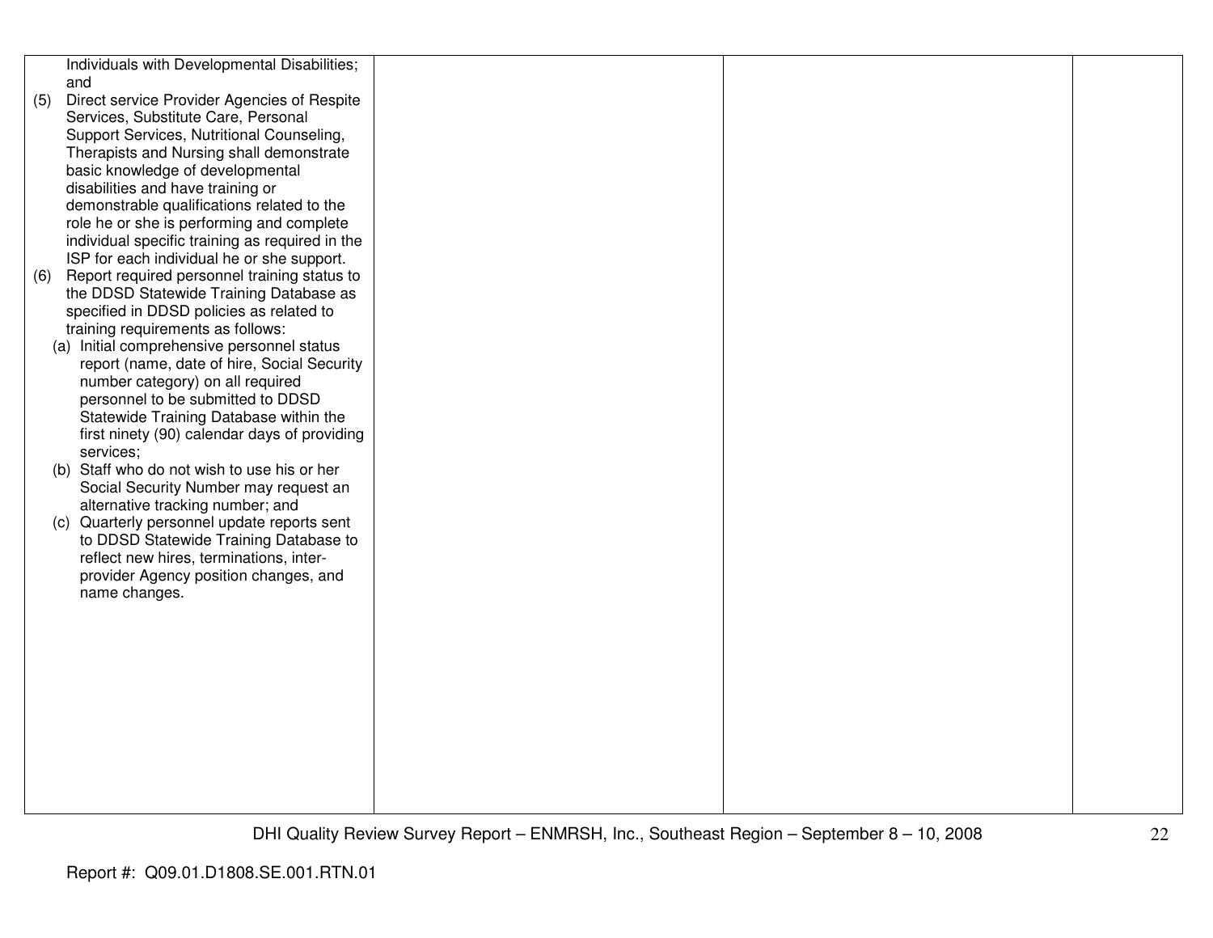| | | | |
|---|---|---|---|
| Individuals with Developmental Disabilities; and<br>(5) Direct service Provider Agencies of Respite Services, Substitute Care, Personal Support Services, Nutritional Counseling, Therapists and Nursing shall demonstrate basic knowledge of developmental disabilities and have training or demonstrable qualifications related to the role he or she is performing and complete individual specific training as required in the ISP for each individual he or she support.<br>(6) Report required personnel training status to the DDSD Statewide Training Database as specified in DDSD policies as related to training requirements as follows:<br>(a) Initial comprehensive personnel status report (name, date of hire, Social Security number category) on all required personnel to be submitted to DDSD Statewide Training Database within the first ninety (90) calendar days of providing services;<br>(b) Staff who do not wish to use his or her Social Security Number may request an alternative tracking number; and<br>(c) Quarterly personnel update reports sent to DDSD Statewide Training Database to reflect new hires, terminations, inter-provider Agency position changes, and name changes. | | | |

DHI Quality Review Survey Report – ENMRSH, Inc., Southeast Region – September 8 – 10, 2008

Report #: Q09.01.D1808.SE.001.RTN.01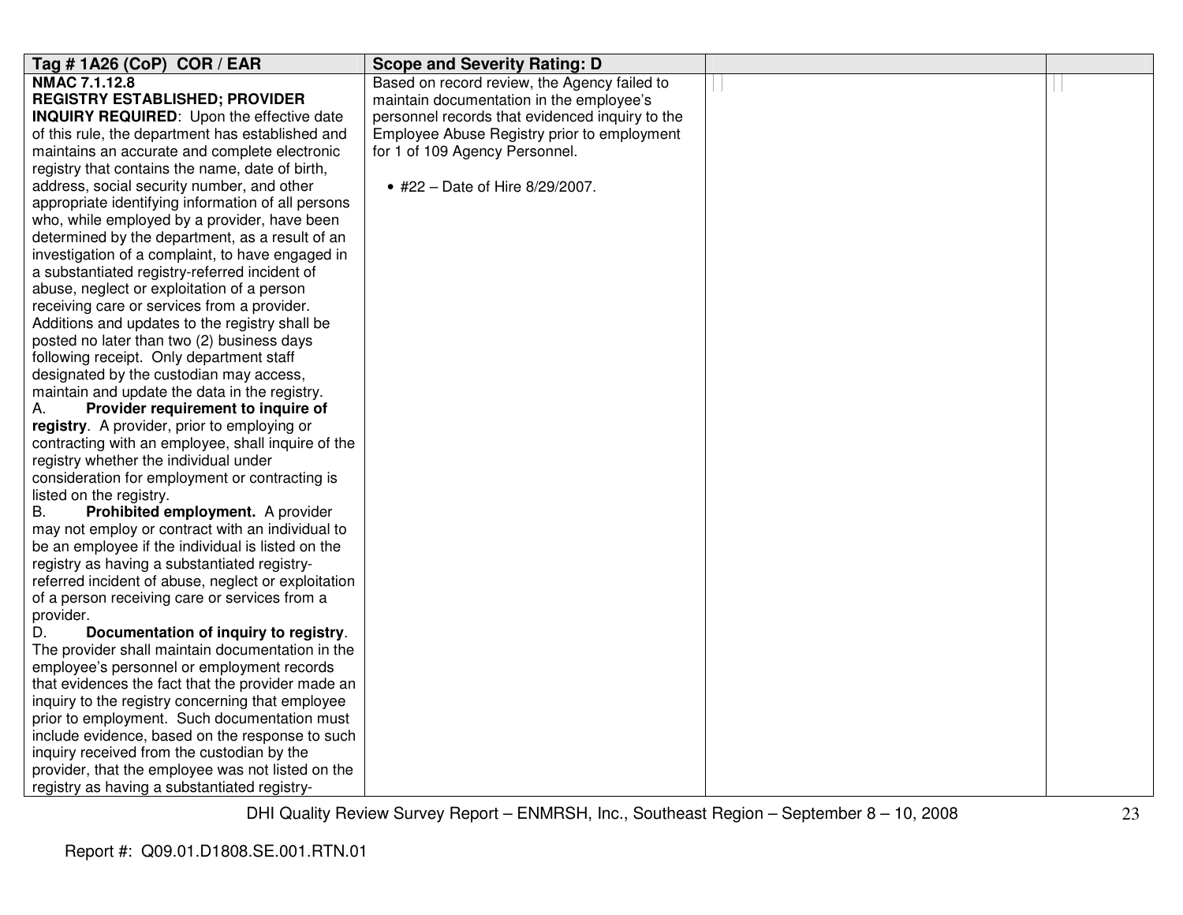| Tag # 1A26 (CoP) COR / EAR | Scope and Severity Rating: D | | |
|---|---|---|---|
| **NMAC 7.1.12.8**<br>**REGISTRY ESTABLISHED; PROVIDER INQUIRY REQUIRED**: Upon the effective date of this rule, the department has established and maintains an accurate and complete electronic registry that contains the name, date of birth, address, social security number, and other appropriate identifying information of all persons who, while employed by a provider, have been determined by the department, as a result of an investigation of a complaint, to have engaged in a substantiated registry-referred incident of abuse, neglect or exploitation of a person receiving care or services from a provider. Additions and updates to the registry shall be posted no later than two (2) business days following receipt. Only department staff designated by the custodian may access, maintain and update the data in the registry.<br>A. **Provider requirement to inquire of registry**. A provider, prior to employing or contracting with an employee, shall inquire of the registry whether the individual under consideration for employment or contracting is listed on the registry.<br>B. **Prohibited employment.** A provider may not employ or contract with an individual to be an employee if the individual is listed on the registry as having a substantiated registry-referred incident of abuse, neglect or exploitation of a person receiving care or services from a provider.<br>D. **Documentation of inquiry to registry**. The provider shall maintain documentation in the employee's personnel or employment records that evidences the fact that the provider made an inquiry to the registry concerning that employee prior to employment. Such documentation must include evidence, based on the response to such inquiry received from the custodian by the provider, that the employee was not listed on the registry as having a substantiated registry- | Based on record review, the Agency failed to maintain documentation in the employee's personnel records that evidenced inquiry to the Employee Abuse Registry prior to employment for 1 of 109 Agency Personnel.<br><br>• #22 – Date of Hire 8/29/2007. | | |

DHI Quality Review Survey Report – ENMRSH, Inc., Southeast Region – September 8 – 10, 2008

Report #: Q09.01.D1808.SE.001.RTN.01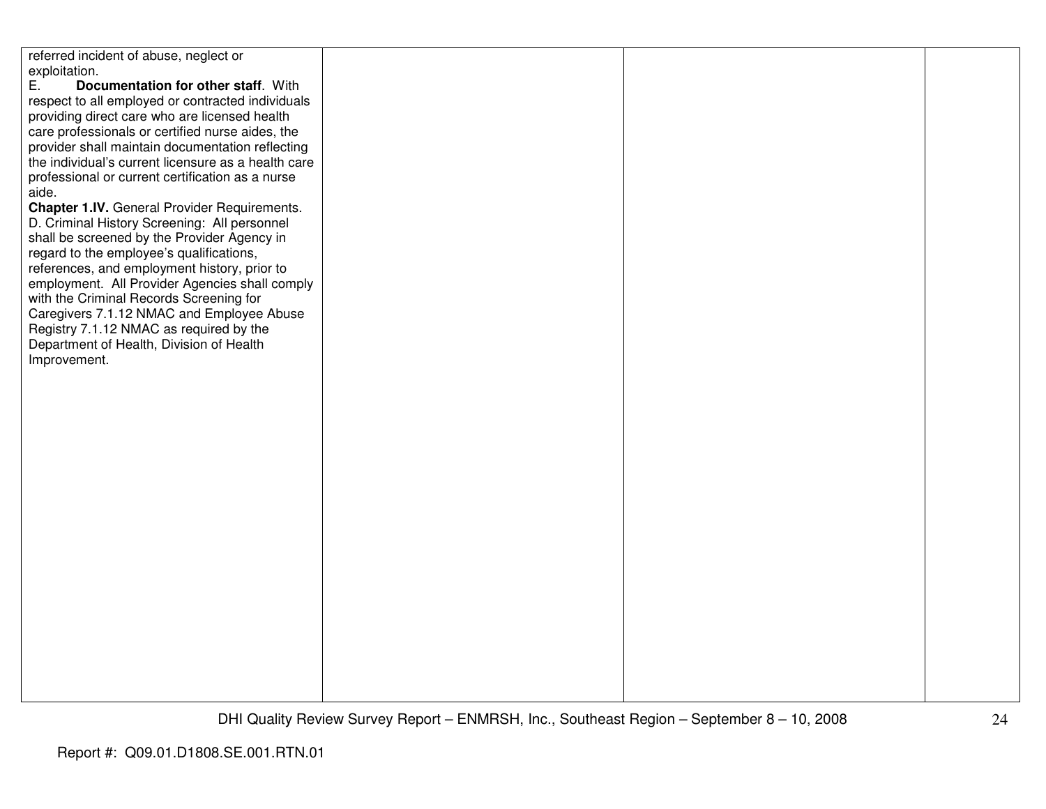| | | | |
|---|---|---|---|
| referred incident of abuse, neglect or exploitation.<br>E. **Documentation for other staff**. With respect to all employed or contracted individuals providing direct care who are licensed health care professionals or certified nurse aides, the provider shall maintain documentation reflecting the individual's current licensure as a health care professional or current certification as a nurse aide.<br>**Chapter 1.IV.** General Provider Requirements. D. Criminal History Screening: All personnel shall be screened by the Provider Agency in regard to the employee's qualifications, references, and employment history, prior to employment. All Provider Agencies shall comply with the Criminal Records Screening for Caregivers 7.1.12 NMAC and Employee Abuse Registry 7.1.12 NMAC as required by the Department of Health, Division of Health Improvement. | | | |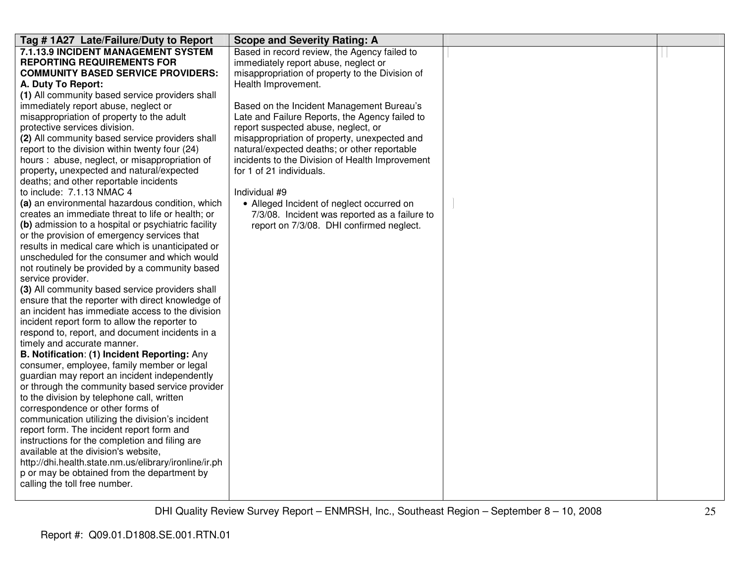| Tag # 1A27 Late/Failure/Duty to Report | Scope and Severity Rating: A | | |
|---|---|---|---|
| **7.1.13.9 INCIDENT MANAGEMENT SYSTEM REPORTING REQUIREMENTS FOR COMMUNITY BASED SERVICE PROVIDERS:**<br>**A. Duty To Report:**<br>**(1)** All community based service providers shall immediately report abuse, neglect or misappropriation of property to the adult protective services division.<br>**(2)** All community based service providers shall report to the division within twenty four (24) hours : abuse, neglect, or misappropriation of property**,** unexpected and natural/expected deaths; and other reportable incidents to include: 7.1.13 NMAC 4<br>**(a)** an environmental hazardous condition, which creates an immediate threat to life or health; or<br>**(b)** admission to a hospital or psychiatric facility or the provision of emergency services that results in medical care which is unanticipated or unscheduled for the consumer and which would not routinely be provided by a community based service provider.<br>**(3)** All community based service providers shall ensure that the reporter with direct knowledge of an incident has immediate access to the division incident report form to allow the reporter to respond to, report, and document incidents in a timely and accurate manner.<br>**B. Notification**: **(1) Incident Reporting:** Any consumer, employee, family member or legal guardian may report an incident independently or through the community based service provider to the division by telephone call, written correspondence or other forms of communication utilizing the division's incident report form. The incident report form and instructions for the completion and filing are available at the division's website, http://dhi.health.state.nm.us/elibrary/ironline/ir.php or may be obtained from the department by calling the toll free number. | Based in record review, the Agency failed to immediately report abuse, neglect or misappropriation of property to the Division of Health Improvement.<br><br>Based on the Incident Management Bureau's Late and Failure Reports, the Agency failed to report suspected abuse, neglect, or misappropriation of property, unexpected and natural/expected deaths; or other reportable incidents to the Division of Health Improvement for 1 of 21 individuals.<br><br>Individual #9<br>• Alleged Incident of neglect occurred on 7/3/08. Incident was reported as a failure to report on 7/3/08. DHI confirmed neglect. | | |

DHI Quality Review Survey Report – ENMRSH, Inc., Southeast Region – September 8 – 10, 2008

Report #: Q09.01.D1808.SE.001.RTN.01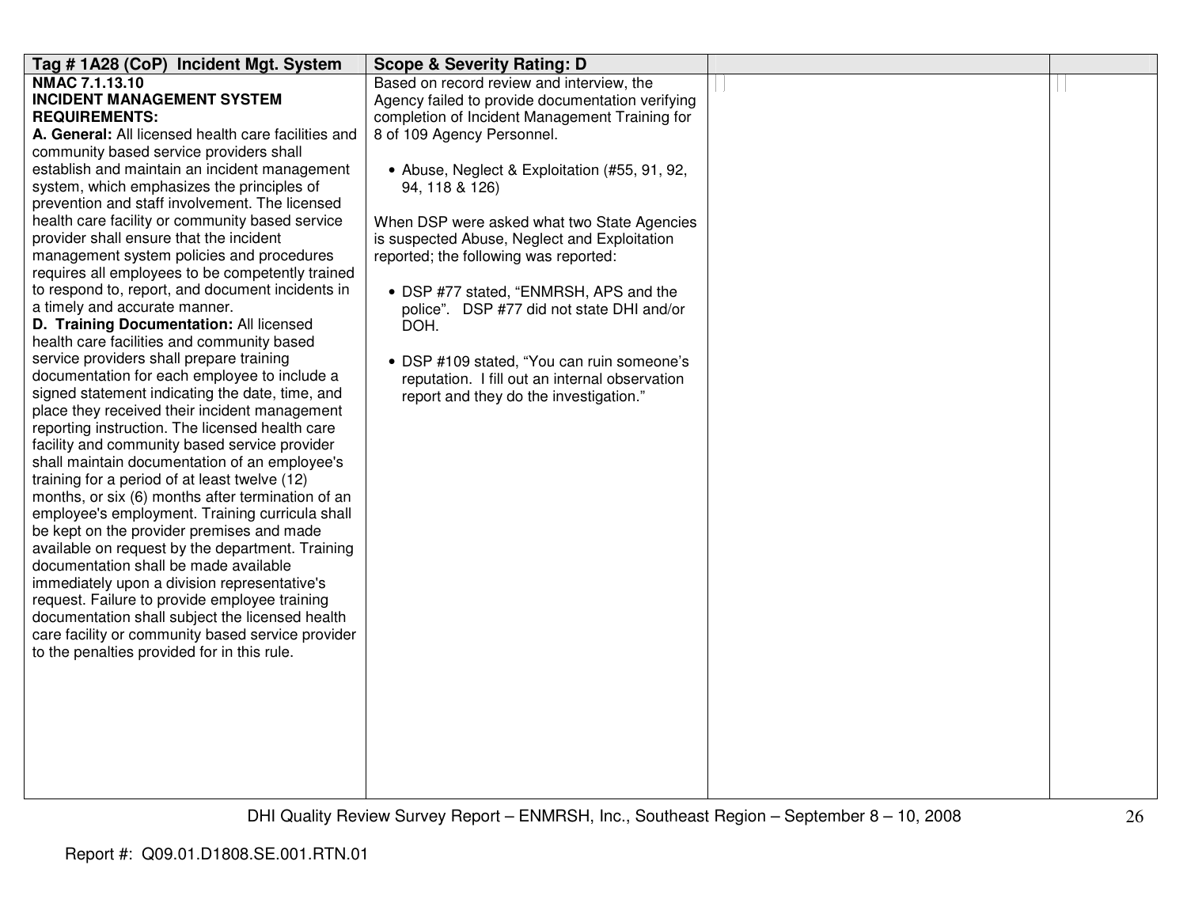| Tag # 1A28 (CoP) Incident Mgt. System | Scope & Severity Rating: D | | |
|---|---|---|---|
| **NMAC 7.1.13.10**<br>**INCIDENT MANAGEMENT SYSTEM REQUIREMENTS:**<br>**A. General:** All licensed health care facilities and community based service providers shall establish and maintain an incident management system, which emphasizes the principles of prevention and staff involvement. The licensed health care facility or community based service provider shall ensure that the incident management system policies and procedures requires all employees to be competently trained to respond to, report, and document incidents in a timely and accurate manner.<br>**D. Training Documentation:** All licensed health care facilities and community based service providers shall prepare training documentation for each employee to include a signed statement indicating the date, time, and place they received their incident management reporting instruction. The licensed health care facility and community based service provider shall maintain documentation of an employee's training for a period of at least twelve (12) months, or six (6) months after termination of an employee's employment. Training curricula shall be kept on the provider premises and made available on request by the department. Training documentation shall be made available immediately upon a division representative's request. Failure to provide employee training documentation shall subject the licensed health care facility or community based service provider to the penalties provided for in this rule. | Based on record review and interview, the Agency failed to provide documentation verifying completion of Incident Management Training for 8 of 109 Agency Personnel.<br><br>• Abuse, Neglect & Exploitation (#55, 91, 92, 94, 118 & 126)<br><br>When DSP were asked what two State Agencies is suspected Abuse, Neglect and Exploitation reported; the following was reported:<br><br>• DSP #77 stated, "ENMRSH, APS and the police". DSP #77 did not state DHI and/or DOH.<br><br>• DSP #109 stated, "You can ruin someone's reputation. I fill out an internal observation report and they do the investigation." | | |

DHI Quality Review Survey Report – ENMRSH, Inc., Southeast Region – September 8 – 10, 2008

Report #: Q09.01.D1808.SE.001.RTN.01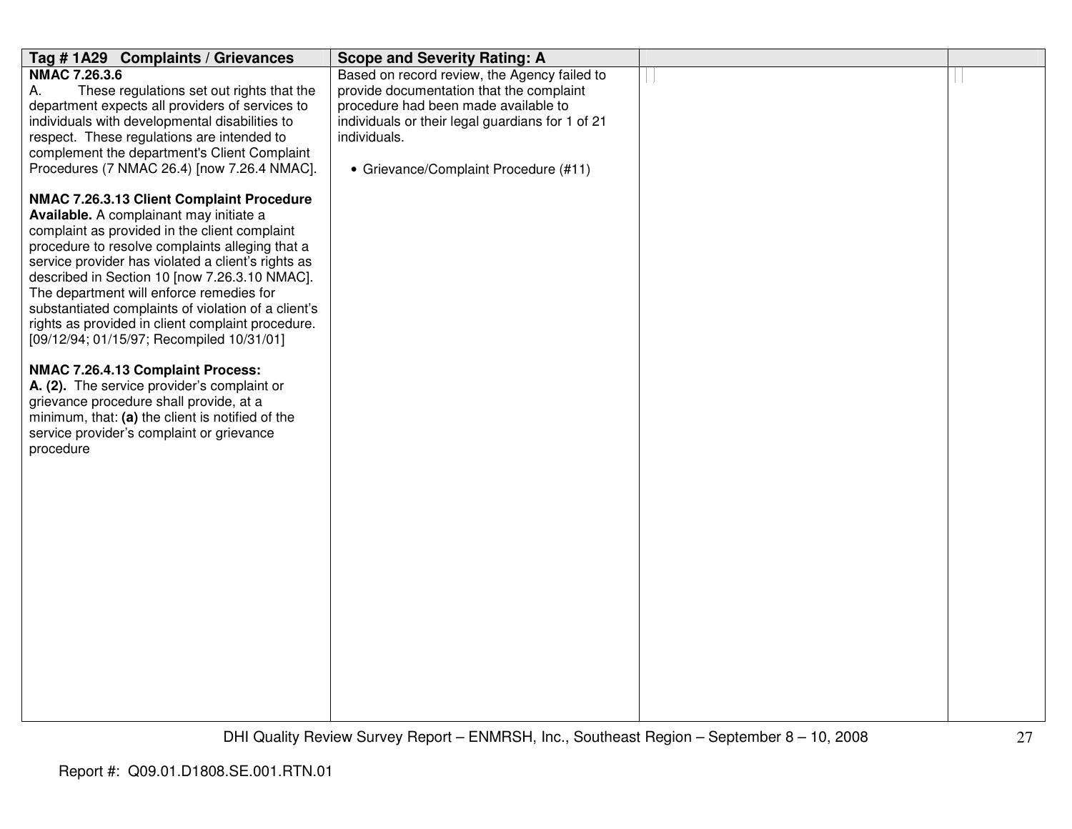| Tag # 1A29 Complaints / Grievances | Scope and Severity Rating: A | | |
|---|---|---|---|
| **NMAC 7.26.3.6**<br>A. These regulations set out rights that the department expects all providers of services to individuals with developmental disabilities to respect. These regulations are intended to complement the department's Client Complaint Procedures (7 NMAC 26.4) [now 7.26.4 NMAC].<br><br>**NMAC 7.26.3.13 Client Complaint Procedure Available.** A complainant may initiate a complaint as provided in the client complaint procedure to resolve complaints alleging that a service provider has violated a client's rights as described in Section 10 [now 7.26.3.10 NMAC]. The department will enforce remedies for substantiated complaints of violation of a client's rights as provided in client complaint procedure. [09/12/94; 01/15/97; Recompiled 10/31/01]<br><br>**NMAC 7.26.4.13 Complaint Process:**<br>**A. (2).** The service provider's complaint or grievance procedure shall provide, at a minimum, that: **(a)** the client is notified of the service provider's complaint or grievance procedure | Based on record review, the Agency failed to provide documentation that the complaint procedure had been made available to individuals or their legal guardians for 1 of 21 individuals.<br><br>• Grievance/Complaint Procedure (#11) | | |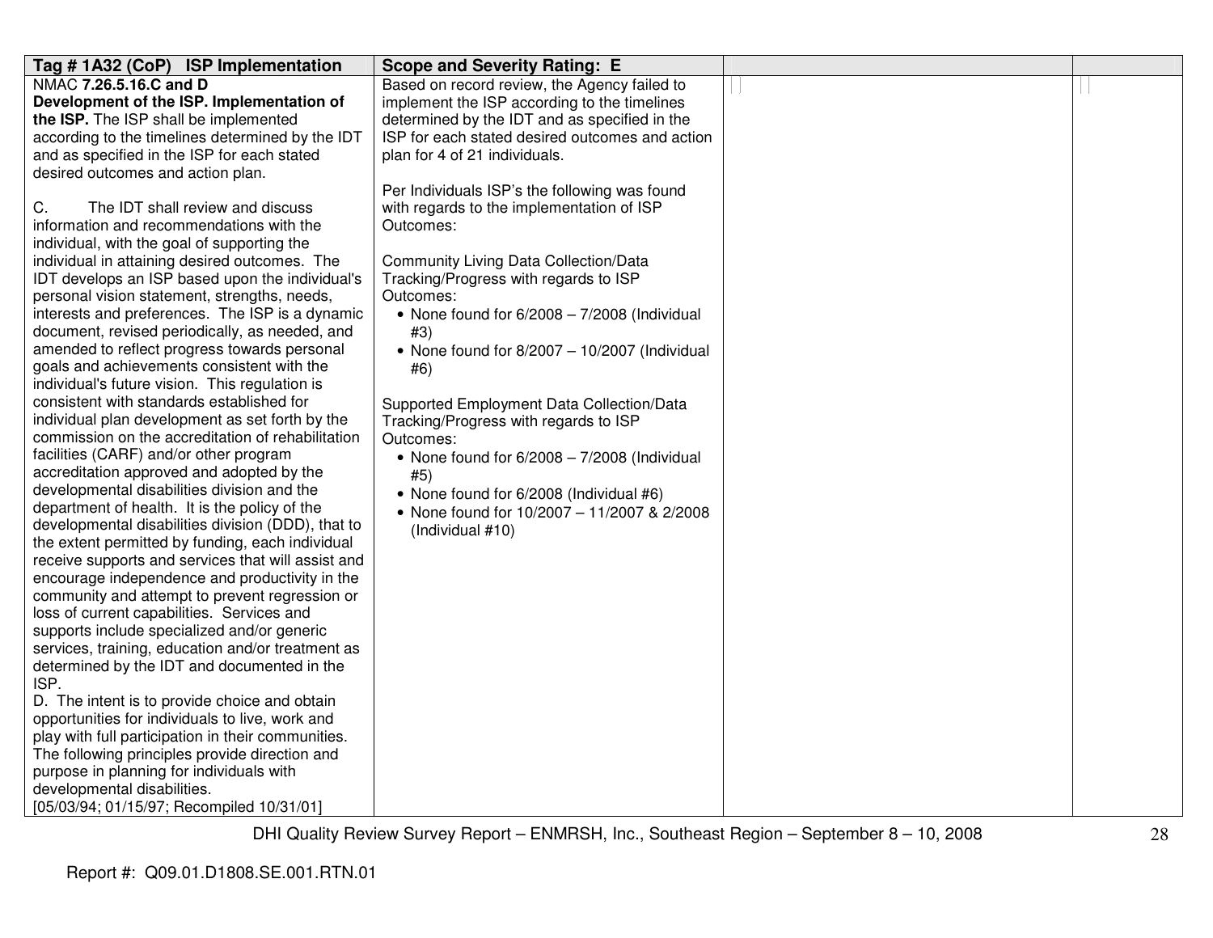| Tag # 1A32 (CoP) ISP Implementation | Scope and Severity Rating: E | | |
|---|---|---|---|
| NMAC **7.26.5.16.C and D**<br>**Development of the ISP. Implementation of the ISP.** The ISP shall be implemented according to the timelines determined by the IDT and as specified in the ISP for each stated desired outcomes and action plan.<br><br>C. The IDT shall review and discuss information and recommendations with the individual, with the goal of supporting the individual in attaining desired outcomes. The IDT develops an ISP based upon the individual's personal vision statement, strengths, needs, interests and preferences. The ISP is a dynamic document, revised periodically, as needed, and amended to reflect progress towards personal goals and achievements consistent with the individual's future vision. This regulation is consistent with standards established for individual plan development as set forth by the commission on the accreditation of rehabilitation facilities (CARF) and/or other program accreditation approved and adopted by the developmental disabilities division and the department of health. It is the policy of the developmental disabilities division (DDD), that to the extent permitted by funding, each individual receive supports and services that will assist and encourage independence and productivity in the community and attempt to prevent regression or loss of current capabilities. Services and supports include specialized and/or generic services, training, education and/or treatment as determined by the IDT and documented in the ISP.<br>D. The intent is to provide choice and obtain opportunities for individuals to live, work and play with full participation in their communities. The following principles provide direction and purpose in planning for individuals with developmental disabilities.<br>[05/03/94; 01/15/97; Recompiled 10/31/01] | Based on record review, the Agency failed to implement the ISP according to the timelines determined by the IDT and as specified in the ISP for each stated desired outcomes and action plan for 4 of 21 individuals.<br><br>Per Individuals ISP's the following was found with regards to the implementation of ISP Outcomes:<br><br>Community Living Data Collection/Data Tracking/Progress with regards to ISP Outcomes:<br>• None found for 6/2008 – 7/2008 (Individual #3)<br>• None found for 8/2007 – 10/2007 (Individual #6)<br><br>Supported Employment Data Collection/Data Tracking/Progress with regards to ISP Outcomes:<br>• None found for 6/2008 – 7/2008 (Individual #5)<br>• None found for 6/2008 (Individual #6)<br>• None found for 10/2007 – 11/2007 & 2/2008 (Individual #10) | | |

DHI Quality Review Survey Report – ENMRSH, Inc., Southeast Region – September 8 – 10, 2008

Report #: Q09.01.D1808.SE.001.RTN.01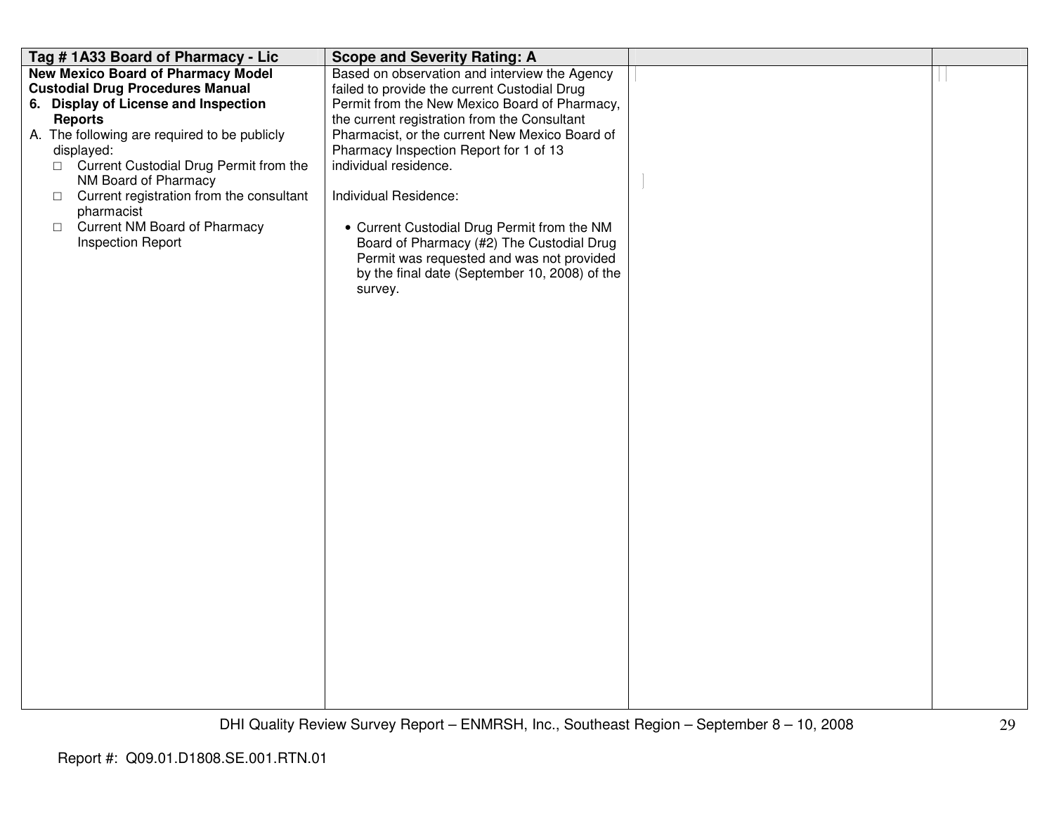| Tag # 1A33 Board of Pharmacy - Lic | Scope and Severity Rating: A | | |
|---|---|---|---|
| **New Mexico Board of Pharmacy Model Custodial Drug Procedures Manual**<br>**6. Display of License and Inspection Reports**<br>A. The following are required to be publicly displayed:<br>□ Current Custodial Drug Permit from the NM Board of Pharmacy<br>□ Current registration from the consultant pharmacist<br>□ Current NM Board of Pharmacy Inspection Report | Based on observation and interview the Agency failed to provide the current Custodial Drug Permit from the New Mexico Board of Pharmacy, the current registration from the Consultant Pharmacist, or the current New Mexico Board of Pharmacy Inspection Report for 1 of 13 individual residence.<br><br>Individual Residence:<br><br>• Current Custodial Drug Permit from the NM Board of Pharmacy (#2) The Custodial Drug Permit was requested and was not provided by the final date (September 10, 2008) of the survey. | | |

Report #: Q09.01.D1808.SE.001.RTN.01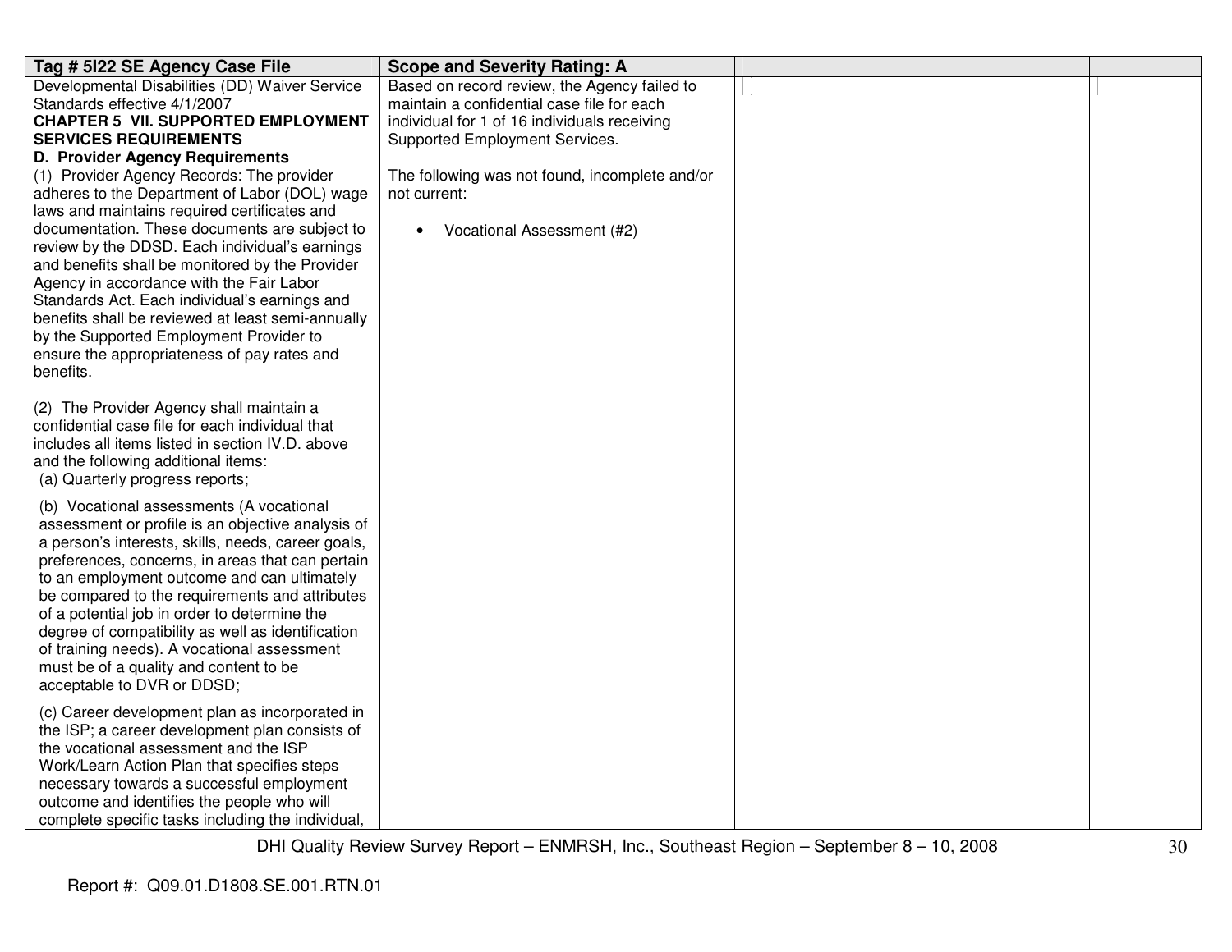| Tag # 5I22 SE Agency Case File | Scope and Severity Rating: A | | |
|---|---|---|---|
| Developmental Disabilities (DD) Waiver Service Standards effective 4/1/2007<br>**CHAPTER 5 VII. SUPPORTED EMPLOYMENT SERVICES REQUIREMENTS**<br>**D. Provider Agency Requirements**<br>(1) Provider Agency Records: The provider adheres to the Department of Labor (DOL) wage laws and maintains required certificates and documentation. These documents are subject to review by the DDSD. Each individual's earnings and benefits shall be monitored by the Provider Agency in accordance with the Fair Labor Standards Act. Each individual's earnings and benefits shall be reviewed at least semi-annually by the Supported Employment Provider to ensure the appropriateness of pay rates and benefits.<br><br>(2) The Provider Agency shall maintain a confidential case file for each individual that includes all items listed in section IV.D. above and the following additional items:<br>(a) Quarterly progress reports;<br><br>(b) Vocational assessments (A vocational assessment or profile is an objective analysis of a person's interests, skills, needs, career goals, preferences, concerns, in areas that can pertain to an employment outcome and can ultimately be compared to the requirements and attributes of a potential job in order to determine the degree of compatibility as well as identification of training needs). A vocational assessment must be of a quality and content to be acceptable to DVR or DDSD;<br><br>(c) Career development plan as incorporated in the ISP; a career development plan consists of the vocational assessment and the ISP Work/Learn Action Plan that specifies steps necessary towards a successful employment outcome and identifies the people who will complete specific tasks including the individual, | Based on record review, the Agency failed to maintain a confidential case file for each individual for 1 of 16 individuals receiving Supported Employment Services.<br><br>The following was not found, incomplete and/or not current:<br><br>• Vocational Assessment (#2) | | |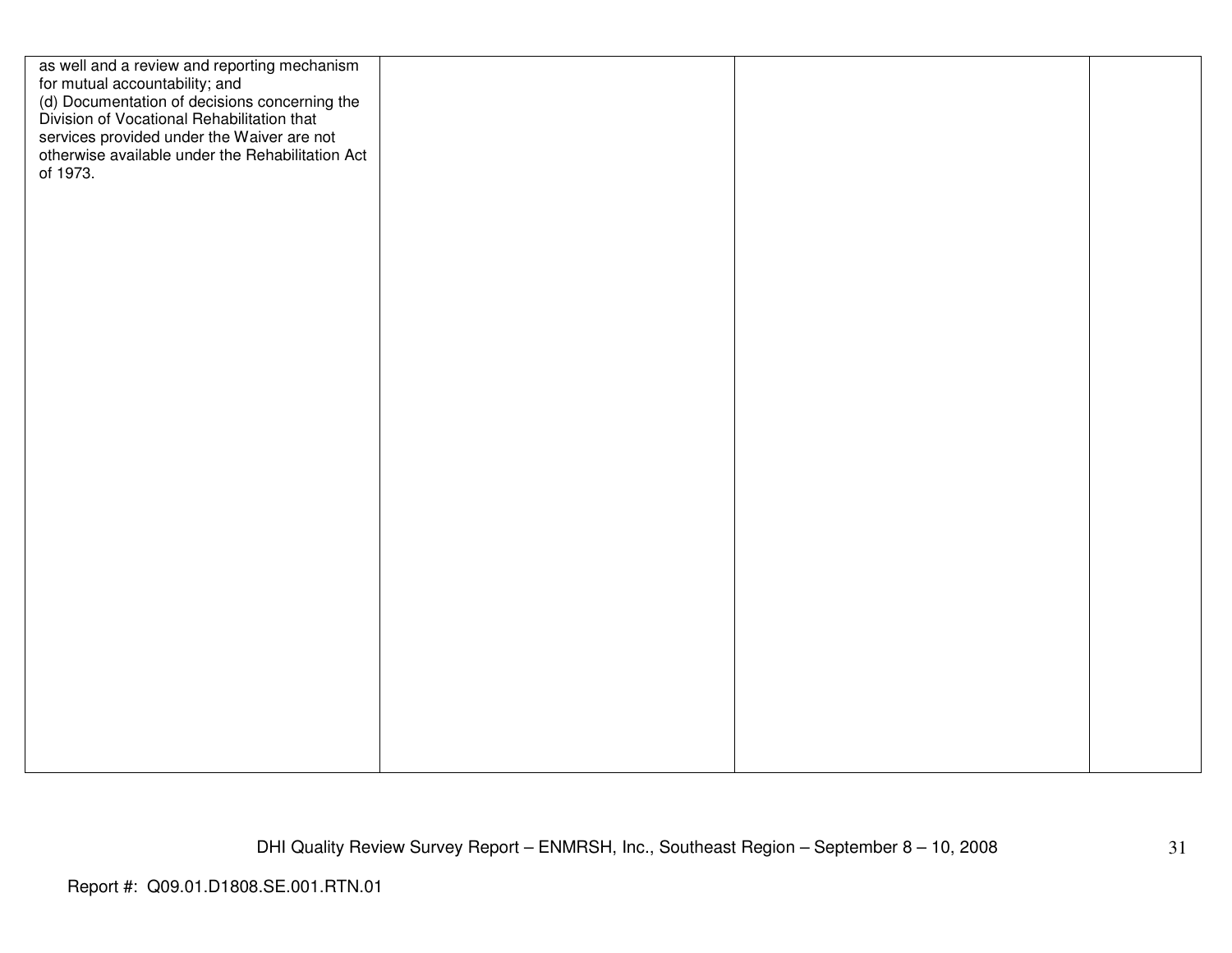| | | | |
|---|---|---|---|
| as well and a review and reporting mechanism for mutual accountability; and<br>(d) Documentation of decisions concerning the Division of Vocational Rehabilitation that services provided under the Waiver are not otherwise available under the Rehabilitation Act of 1973. | | | |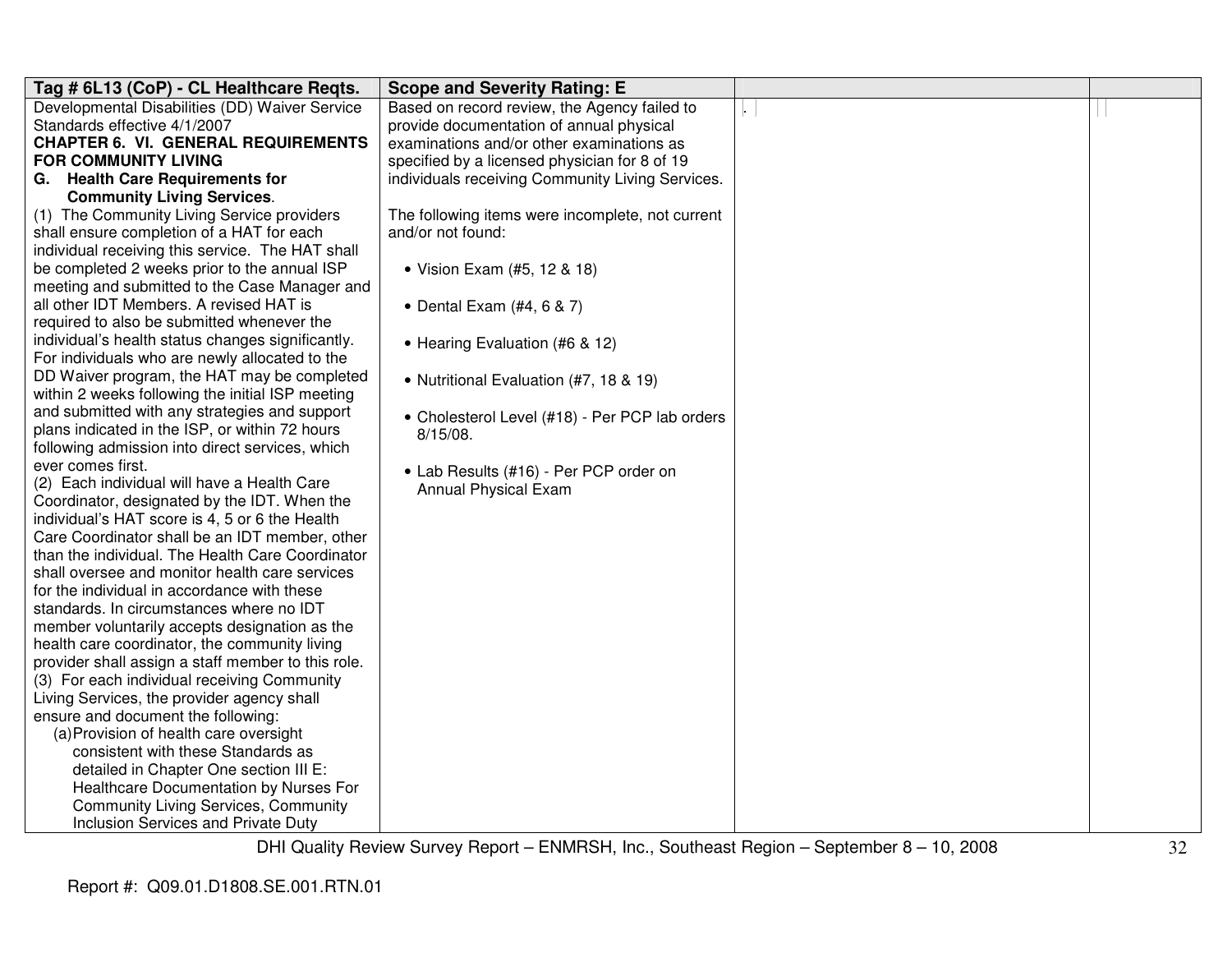| Tag # 6L13 (CoP) - CL Healthcare Reqts. | Scope and Severity Rating: E | | |
|---|---|---|---|
| Developmental Disabilities (DD) Waiver Service Standards effective 4/1/2007<br>**CHAPTER 6. VI. GENERAL REQUIREMENTS FOR COMMUNITY LIVING**<br>**G. Health Care Requirements for Community Living Services**.<br>(1) The Community Living Service providers shall ensure completion of a HAT for each individual receiving this service. The HAT shall be completed 2 weeks prior to the annual ISP meeting and submitted to the Case Manager and all other IDT Members. A revised HAT is required to also be submitted whenever the individual's health status changes significantly. For individuals who are newly allocated to the DD Waiver program, the HAT may be completed within 2 weeks following the initial ISP meeting and submitted with any strategies and support plans indicated in the ISP, or within 72 hours following admission into direct services, which ever comes first.<br>(2) Each individual will have a Health Care Coordinator, designated by the IDT. When the individual's HAT score is 4, 5 or 6 the Health Care Coordinator shall be an IDT member, other than the individual. The Health Care Coordinator shall oversee and monitor health care services for the individual in accordance with these standards. In circumstances where no IDT member voluntarily accepts designation as the health care coordinator, the community living provider shall assign a staff member to this role.<br>(3) For each individual receiving Community Living Services, the provider agency shall ensure and document the following:<br>(a) Provision of health care oversight consistent with these Standards as detailed in Chapter One section III E: Healthcare Documentation by Nurses For Community Living Services, Community Inclusion Services and Private Duty | Based on record review, the Agency failed to provide documentation of annual physical examinations and/or other examinations as specified by a licensed physician for 8 of 19 individuals receiving Community Living Services.<br><br>The following items were incomplete, not current and/or not found:<br><br>• Vision Exam (#5, 12 & 18)<br><br>• Dental Exam (#4, 6 & 7)<br><br>• Hearing Evaluation (#6 & 12)<br><br>• Nutritional Evaluation (#7, 18 & 19)<br><br>• Cholesterol Level (#18) - Per PCP lab orders 8/15/08.<br><br>• Lab Results (#16) - Per PCP order on Annual Physical Exam | . | |

DHI Quality Review Survey Report – ENMRSH, Inc., Southeast Region – September 8 – 10, 2008

Report #: Q09.01.D1808.SE.001.RTN.01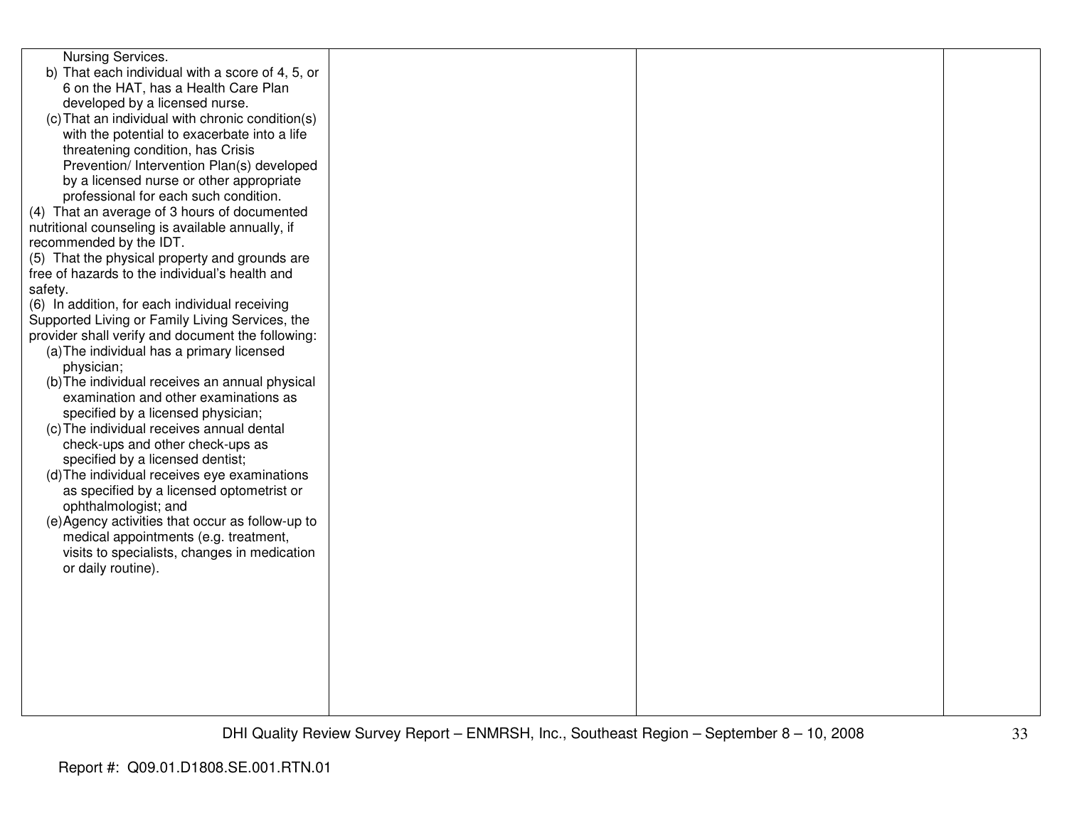| | | | |
|---|---|---|---|
| Nursing Services.<br>b) That each individual with a score of 4, 5, or 6 on the HAT, has a Health Care Plan developed by a licensed nurse.<br>(c) That an individual with chronic condition(s) with the potential to exacerbate into a life threatening condition, has Crisis Prevention/ Intervention Plan(s) developed by a licensed nurse or other appropriate professional for each such condition.<br>(4) That an average of 3 hours of documented nutritional counseling is available annually, if recommended by the IDT.<br>(5) That the physical property and grounds are free of hazards to the individual's health and safety.<br>(6) In addition, for each individual receiving Supported Living or Family Living Services, the provider shall verify and document the following:<br>(a) The individual has a primary licensed physician;<br>(b) The individual receives an annual physical examination and other examinations as specified by a licensed physician;<br>(c) The individual receives annual dental check-ups and other check-ups as specified by a licensed dentist;<br>(d) The individual receives eye examinations as specified by a licensed optometrist or ophthalmologist; and<br>(e) Agency activities that occur as follow-up to medical appointments (e.g. treatment, visits to specialists, changes in medication or daily routine). | | | |

DHI Quality Review Survey Report – ENMRSH, Inc., Southeast Region – September 8 – 10, 2008

Report #: Q09.01.D1808.SE.001.RTN.01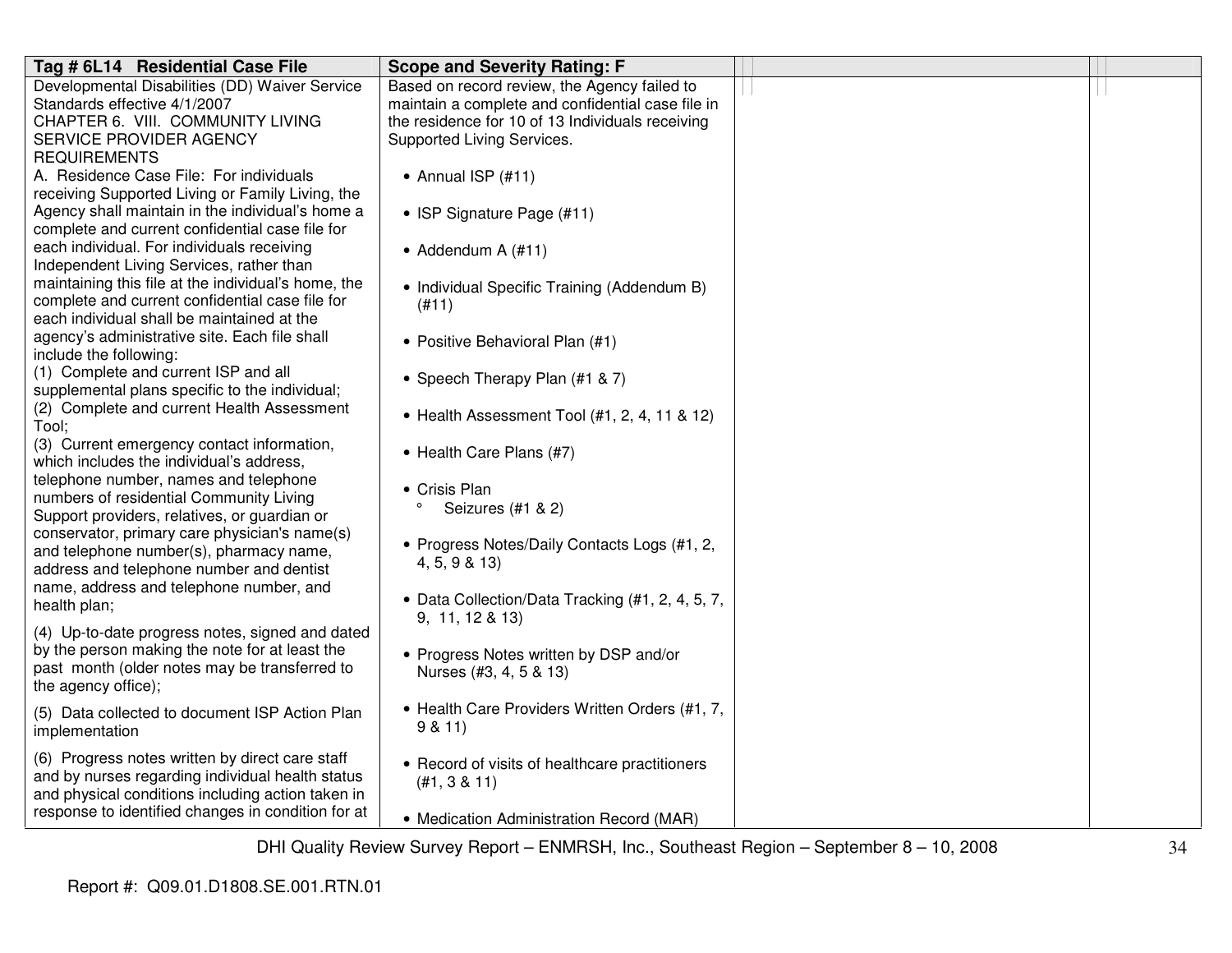| Tag # 6L14 Residential Case File | Scope and Severity Rating: F | | |
|---|---|---|---|
| Developmental Disabilities (DD) Waiver Service Standards effective 4/1/2007<br>CHAPTER 6. VIII. COMMUNITY LIVING SERVICE PROVIDER AGENCY REQUIREMENTS<br>A. Residence Case File: For individuals receiving Supported Living or Family Living, the Agency shall maintain in the individual's home a complete and current confidential case file for each individual. For individuals receiving Independent Living Services, rather than maintaining this file at the individual's home, the complete and current confidential case file for each individual shall be maintained at the agency's administrative site. Each file shall include the following:<br>(1) Complete and current ISP and all supplemental plans specific to the individual;<br>(2) Complete and current Health Assessment Tool;<br>(3) Current emergency contact information, which includes the individual's address, telephone number, names and telephone numbers of residential Community Living Support providers, relatives, or guardian or conservator, primary care physician's name(s) and telephone number(s), pharmacy name, address and telephone number and dentist name, address and telephone number, and health plan;<br>(4) Up-to-date progress notes, signed and dated by the person making the note for at least the past month (older notes may be transferred to the agency office);<br>(5) Data collected to document ISP Action Plan implementation<br>(6) Progress notes written by direct care staff and by nurses regarding individual health status and physical conditions including action taken in response to identified changes in condition for at | Based on record review, the Agency failed to maintain a complete and confidential case file in the residence for 10 of 13 Individuals receiving Supported Living Services.<br>• Annual ISP (#11)<br>• ISP Signature Page (#11)<br>• Addendum A (#11)<br>• Individual Specific Training (Addendum B) (#11)<br>• Positive Behavioral Plan (#1)<br>• Speech Therapy Plan (#1 & 7)<br>• Health Assessment Tool (#1, 2, 4, 11 & 12)<br>• Health Care Plans (#7)<br>• Crisis Plan<br>° Seizures (#1 & 2)<br>• Progress Notes/Daily Contacts Logs (#1, 2, 4, 5, 9 & 13)<br>• Data Collection/Data Tracking (#1, 2, 4, 5, 7, 9, 11, 12 & 13)<br>• Progress Notes written by DSP and/or Nurses (#3, 4, 5 & 13)<br>• Health Care Providers Written Orders (#1, 7, 9 & 11)<br>• Record of visits of healthcare practitioners (#1, 3 & 11)<br>• Medication Administration Record (MAR) | | |

Report #: Q09.01.D1808.SE.001.RTN.01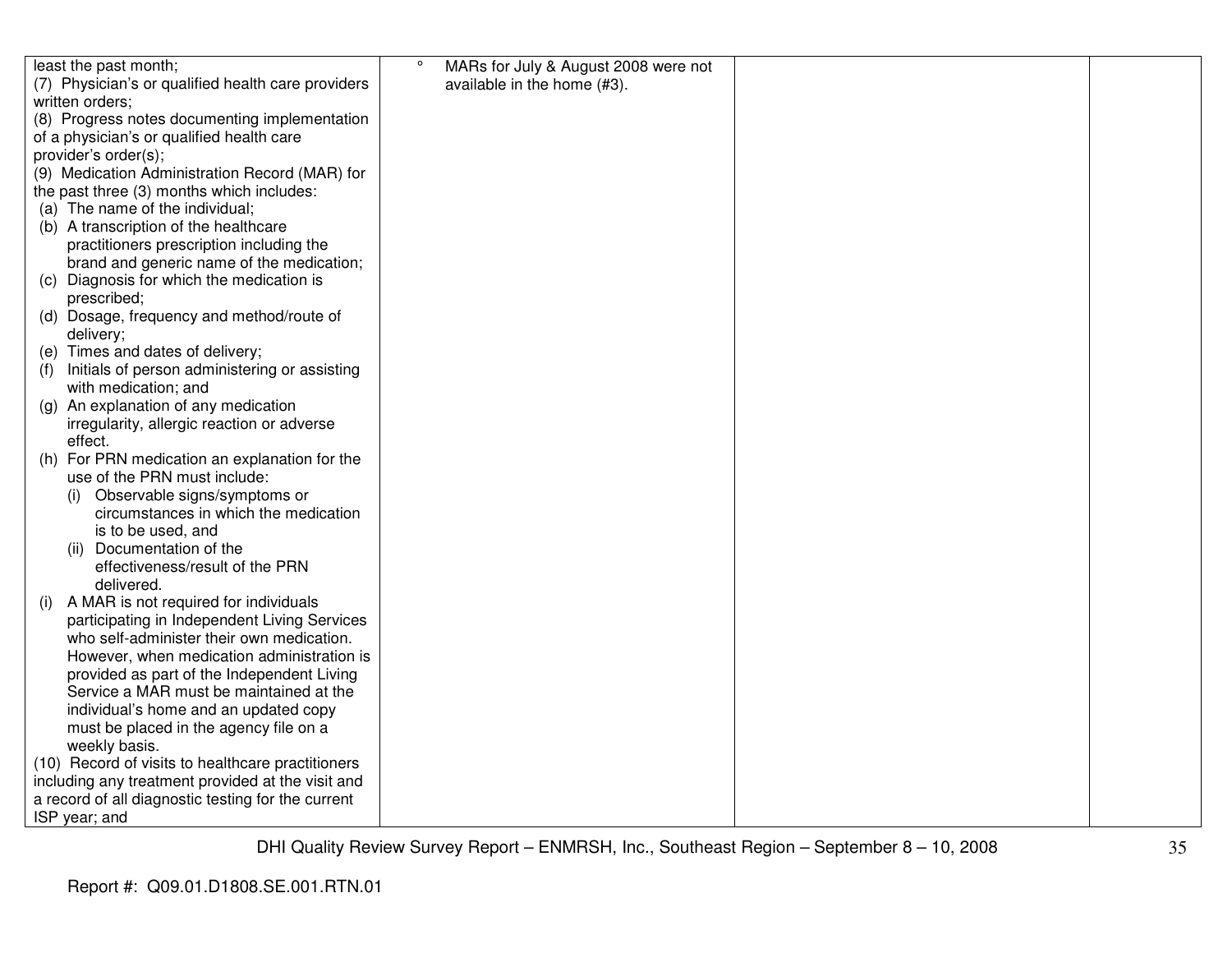| | | | |
|---|---|---|---|
| least the past month;<br>(7) Physician's or qualified health care providers written orders;<br>(8) Progress notes documenting implementation of a physician's or qualified health care provider's order(s);<br>(9) Medication Administration Record (MAR) for the past three (3) months which includes:<br>(a) The name of the individual;<br>(b) A transcription of the healthcare practitioners prescription including the brand and generic name of the medication;<br>(c) Diagnosis for which the medication is prescribed;<br>(d) Dosage, frequency and method/route of delivery;<br>(e) Times and dates of delivery;<br>(f) Initials of person administering or assisting with medication; and<br>(g) An explanation of any medication irregularity, allergic reaction or adverse effect.<br>(h) For PRN medication an explanation for the use of the PRN must include:<br>(i) Observable signs/symptoms or circumstances in which the medication is to be used, and<br>(ii) Documentation of the effectiveness/result of the PRN delivered.<br>(i) A MAR is not required for individuals participating in Independent Living Services who self-administer their own medication. However, when medication administration is provided as part of the Independent Living Service a MAR must be maintained at the individual's home and an updated copy must be placed in the agency file on a weekly basis.<br>(10) Record of visits to healthcare practitioners including any treatment provided at the visit and a record of all diagnostic testing for the current ISP year; and | ° MARs for July & August 2008 were not available in the home (#3). | | |

DHI Quality Review Survey Report – ENMRSH, Inc., Southeast Region – September 8 – 10, 2008

Report #: Q09.01.D1808.SE.001.RTN.01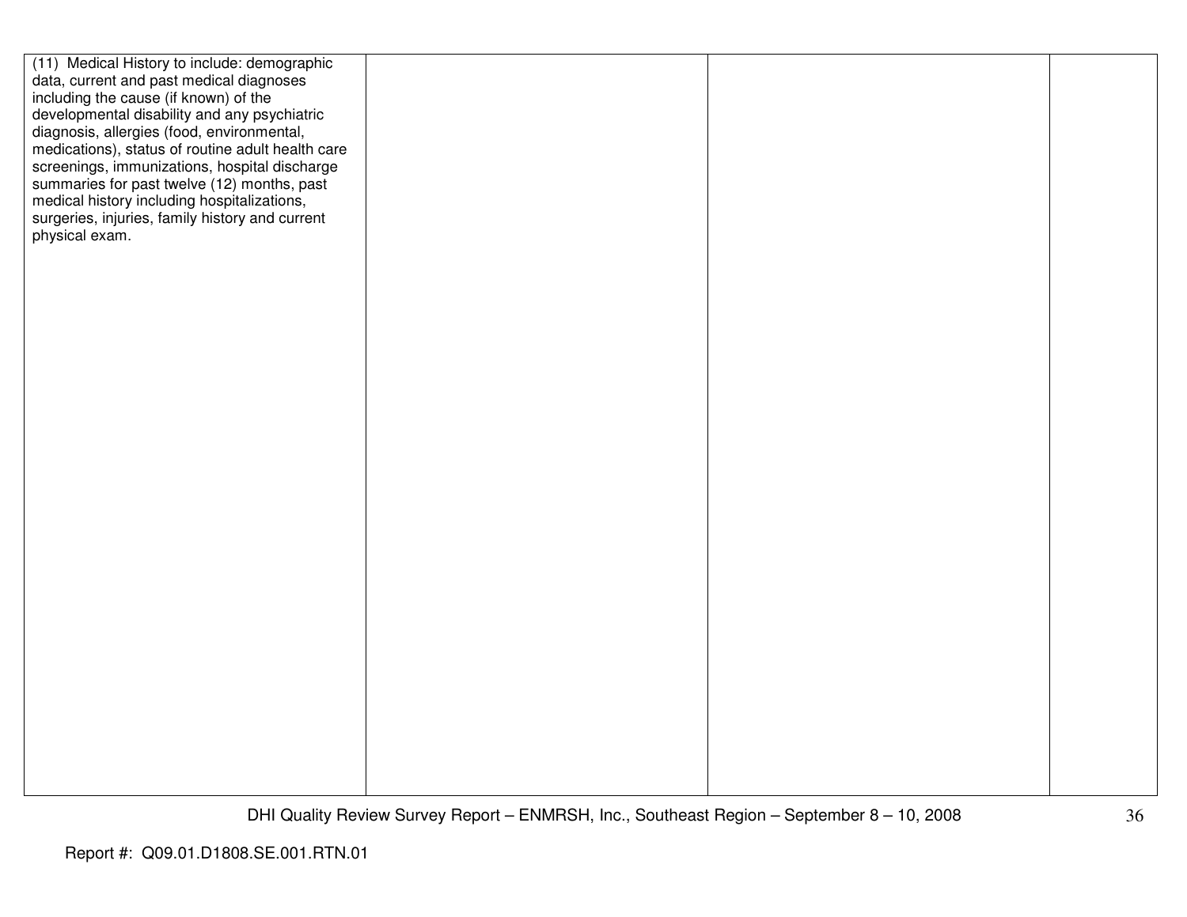| | | | |
|---|---|---|---|
| (11) Medical History to include: demographic data, current and past medical diagnoses including the cause (if known) of the developmental disability and any psychiatric diagnosis, allergies (food, environmental, medications), status of routine adult health care screenings, immunizations, hospital discharge summaries for past twelve (12) months, past medical history including hospitalizations, surgeries, injuries, family history and current physical exam. | | | |

Report #: Q09.01.D1808.SE.001.RTN.01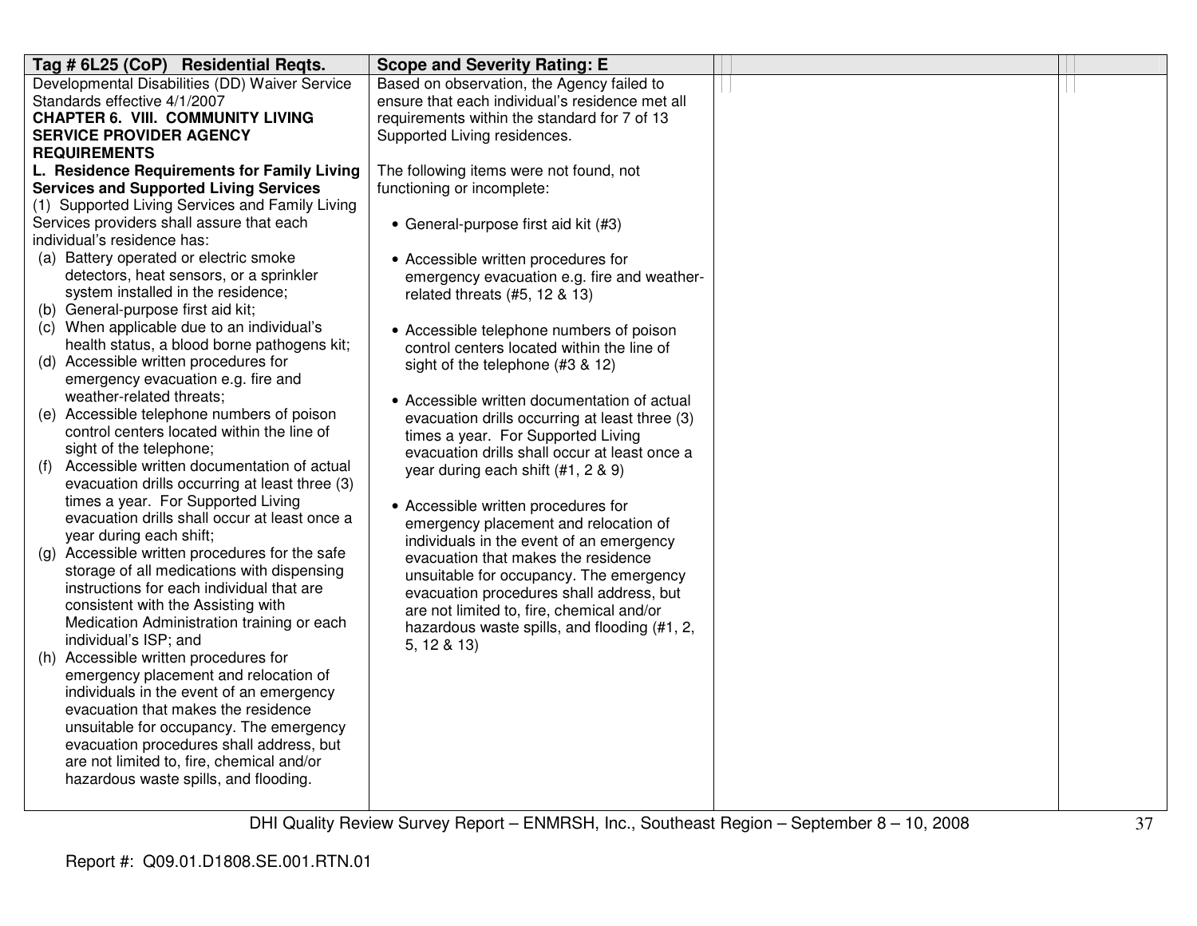| Tag # 6L25 (CoP) Residential Reqts. | Scope and Severity Rating: E | | |
|---|---|---|---|
| Developmental Disabilities (DD) Waiver Service Standards effective 4/1/2007<br>**CHAPTER 6. VIII. COMMUNITY LIVING SERVICE PROVIDER AGENCY REQUIREMENTS**<br>**L. Residence Requirements for Family Living Services and Supported Living Services**<br>(1) Supported Living Services and Family Living Services providers shall assure that each individual's residence has:<br>(a) Battery operated or electric smoke detectors, heat sensors, or a sprinkler system installed in the residence;<br>(b) General-purpose first aid kit;<br>(c) When applicable due to an individual's health status, a blood borne pathogens kit;<br>(d) Accessible written procedures for emergency evacuation e.g. fire and weather-related threats;<br>(e) Accessible telephone numbers of poison control centers located within the line of sight of the telephone;<br>(f) Accessible written documentation of actual evacuation drills occurring at least three (3) times a year. For Supported Living evacuation drills shall occur at least once a year during each shift;<br>(g) Accessible written procedures for the safe storage of all medications with dispensing instructions for each individual that are consistent with the Assisting with Medication Administration training or each individual's ISP; and<br>(h) Accessible written procedures for emergency placement and relocation of individuals in the event of an emergency evacuation that makes the residence unsuitable for occupancy. The emergency evacuation procedures shall address, but are not limited to, fire, chemical and/or hazardous waste spills, and flooding. | Based on observation, the Agency failed to ensure that each individual's residence met all requirements within the standard for 7 of 13 Supported Living residences.<br><br>The following items were not found, not functioning or incomplete:<br><br>• General-purpose first aid kit (#3)<br><br>• Accessible written procedures for emergency evacuation e.g. fire and weather-related threats (#5, 12 & 13)<br><br>• Accessible telephone numbers of poison control centers located within the line of sight of the telephone (#3 & 12)<br><br>• Accessible written documentation of actual evacuation drills occurring at least three (3) times a year. For Supported Living evacuation drills shall occur at least once a year during each shift (#1, 2 & 9)<br><br>• Accessible written procedures for emergency placement and relocation of individuals in the event of an emergency evacuation that makes the residence unsuitable for occupancy. The emergency evacuation procedures shall address, but are not limited to, fire, chemical and/or hazardous waste spills, and flooding (#1, 2, 5, 12 & 13) | | |

DHI Quality Review Survey Report – ENMRSH, Inc., Southeast Region – September 8 – 10, 2008

Report #: Q09.01.D1808.SE.001.RTN.01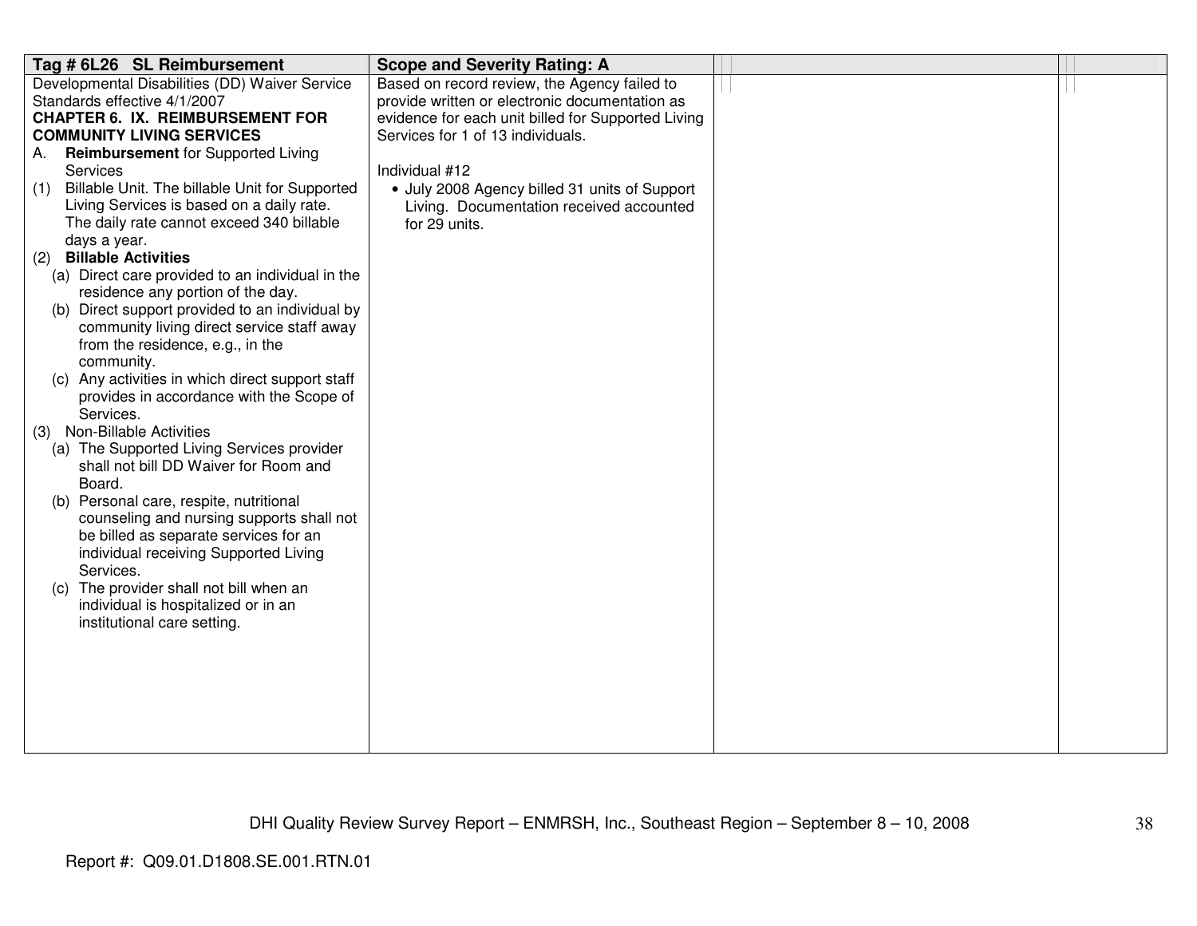| Tag # 6L26 SL Reimbursement | Scope and Severity Rating: A | | |
|---|---|---|---|
| Developmental Disabilities (DD) Waiver Service Standards effective 4/1/2007<br>**CHAPTER 6. IX. REIMBURSEMENT FOR COMMUNITY LIVING SERVICES**<br>A. **Reimbursement** for Supported Living Services<br>(1) Billable Unit. The billable Unit for Supported Living Services is based on a daily rate. The daily rate cannot exceed 340 billable days a year.<br>(2) **Billable Activities**<br>(a) Direct care provided to an individual in the residence any portion of the day.<br>(b) Direct support provided to an individual by community living direct service staff away from the residence, e.g., in the community.<br>(c) Any activities in which direct support staff provides in accordance with the Scope of Services.<br>(3) Non-Billable Activities<br>(a) The Supported Living Services provider shall not bill DD Waiver for Room and Board.<br>(b) Personal care, respite, nutritional counseling and nursing supports shall not be billed as separate services for an individual receiving Supported Living Services.<br>(c) The provider shall not bill when an individual is hospitalized or in an institutional care setting. | Based on record review, the Agency failed to provide written or electronic documentation as evidence for each unit billed for Supported Living Services for 1 of 13 individuals.<br><br>Individual #12<br>• July 2008 Agency billed 31 units of Support Living. Documentation received accounted for 29 units. | | |

Report #: Q09.01.D1808.SE.001.RTN.01